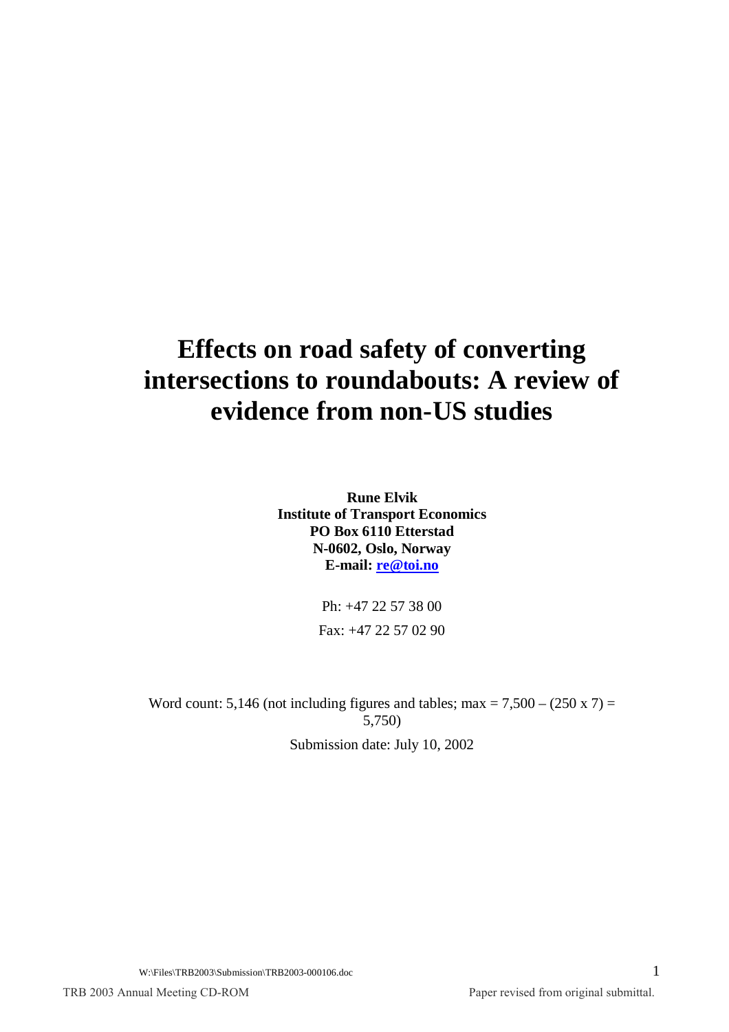# Effects on road safety of converting intersections to roundabouts: A review of evidence from non-US studies

**Rune Elvik**
**Institute of Transport Economics**
**PO Box 6110 Etterstad**
**N-0602, Oslo, Norway**
**E-mail: re@toi.no**

Ph: +47 22 57 38 00

Fax: +47 22 57 02 90

Word count: 5,146 (not including figures and tables; max = 7,500 – (250 x 7) = 5,750)

Submission date: July 10, 2002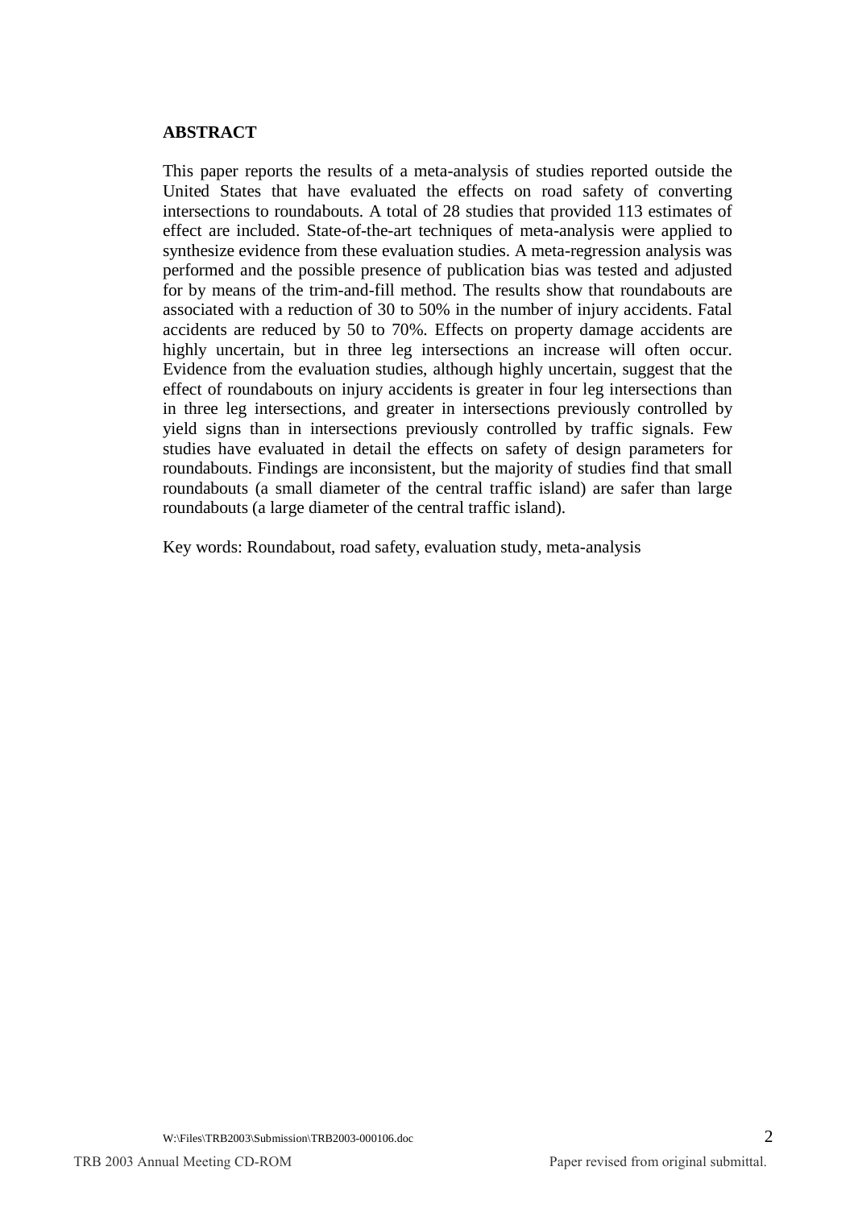## ABSTRACT

This paper reports the results of a meta-analysis of studies reported outside the United States that have evaluated the effects on road safety of converting intersections to roundabouts. A total of 28 studies that provided 113 estimates of effect are included. State-of-the-art techniques of meta-analysis were applied to synthesize evidence from these evaluation studies. A meta-regression analysis was performed and the possible presence of publication bias was tested and adjusted for by means of the trim-and-fill method. The results show that roundabouts are associated with a reduction of 30 to 50% in the number of injury accidents. Fatal accidents are reduced by 50 to 70%. Effects on property damage accidents are highly uncertain, but in three leg intersections an increase will often occur. Evidence from the evaluation studies, although highly uncertain, suggest that the effect of roundabouts on injury accidents is greater in four leg intersections than in three leg intersections, and greater in intersections previously controlled by yield signs than in intersections previously controlled by traffic signals. Few studies have evaluated in detail the effects on safety of design parameters for roundabouts. Findings are inconsistent, but the majority of studies find that small roundabouts (a small diameter of the central traffic island) are safer than large roundabouts (a large diameter of the central traffic island).

Key words: Roundabout, road safety, evaluation study, meta-analysis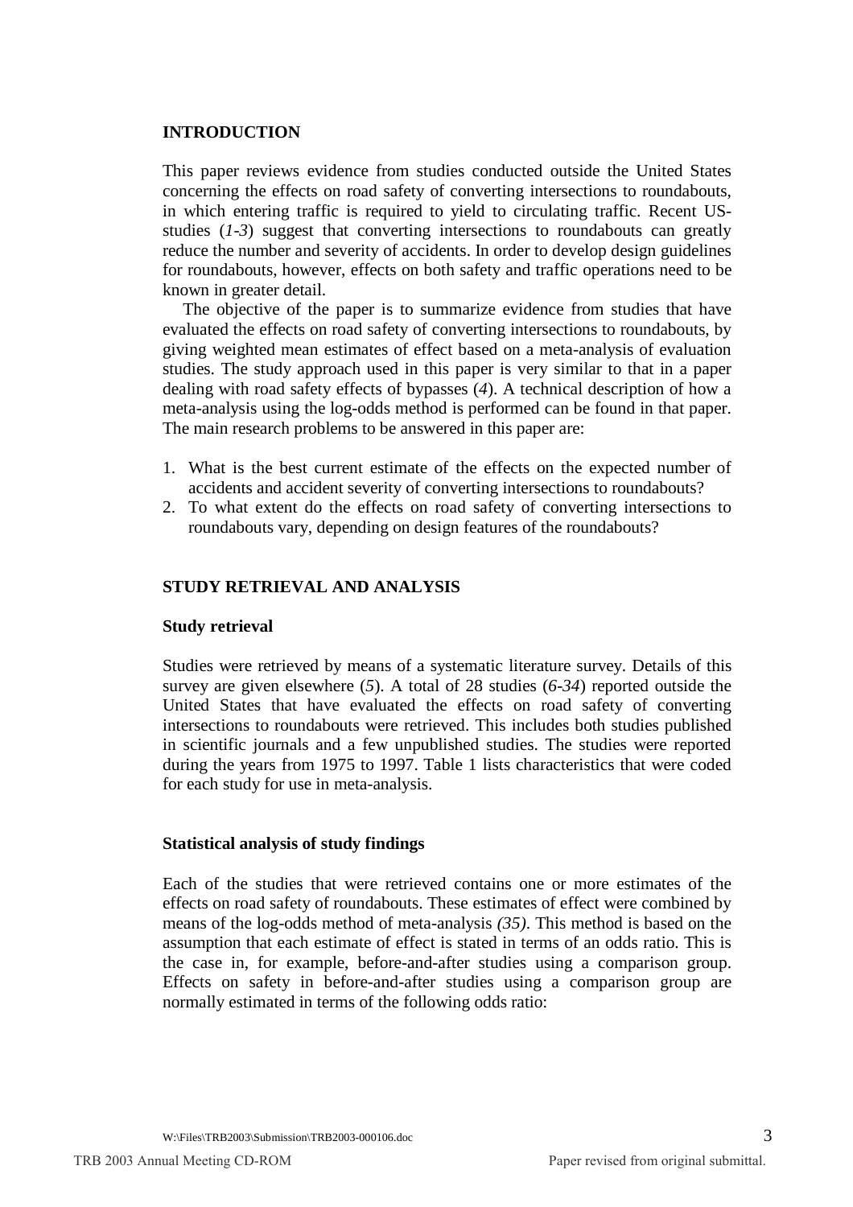## INTRODUCTION

This paper reviews evidence from studies conducted outside the United States concerning the effects on road safety of converting intersections to roundabouts, in which entering traffic is required to yield to circulating traffic. Recent US-studies (*1-3*) suggest that converting intersections to roundabouts can greatly reduce the number and severity of accidents. In order to develop design guidelines for roundabouts, however, effects on both safety and traffic operations need to be known in greater detail.

The objective of the paper is to summarize evidence from studies that have evaluated the effects on road safety of converting intersections to roundabouts, by giving weighted mean estimates of effect based on a meta-analysis of evaluation studies. The study approach used in this paper is very similar to that in a paper dealing with road safety effects of bypasses (*4*). A technical description of how a meta-analysis using the log-odds method is performed can be found in that paper. The main research problems to be answered in this paper are:

1. What is the best current estimate of the effects on the expected number of accidents and accident severity of converting intersections to roundabouts?
2. To what extent do the effects on road safety of converting intersections to roundabouts vary, depending on design features of the roundabouts?

## STUDY RETRIEVAL AND ANALYSIS

### Study retrieval

Studies were retrieved by means of a systematic literature survey. Details of this survey are given elsewhere (*5*). A total of 28 studies (*6-34*) reported outside the United States that have evaluated the effects on road safety of converting intersections to roundabouts were retrieved. This includes both studies published in scientific journals and a few unpublished studies. The studies were reported during the years from 1975 to 1997. Table 1 lists characteristics that were coded for each study for use in meta-analysis.

### Statistical analysis of study findings

Each of the studies that were retrieved contains one or more estimates of the effects on road safety of roundabouts. These estimates of effect were combined by means of the log-odds method of meta-analysis *(35)*. This method is based on the assumption that each estimate of effect is stated in terms of an odds ratio. This is the case in, for example, before-and-after studies using a comparison group. Effects on safety in before-and-after studies using a comparison group are normally estimated in terms of the following odds ratio: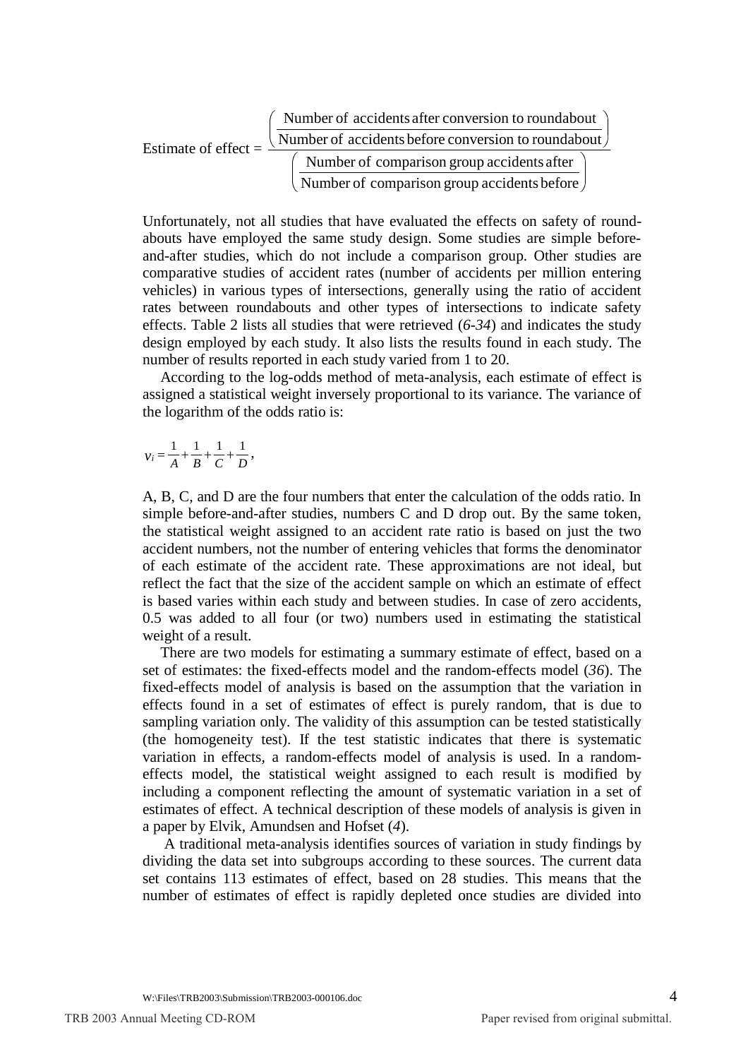$$\text{Estimate of effect} = \frac{\left(\dfrac{\text{Number of accidents after conversion to roundabout}}{\text{Number of accidents before conversion to roundabout}}\right)}{\left(\dfrac{\text{Number of comparison group accidents after}}{\text{Number of comparison group accidents before}}\right)}$$

Unfortunately, not all studies that have evaluated the effects on safety of roundabouts have employed the same study design. Some studies are simple before-and-after studies, which do not include a comparison group. Other studies are comparative studies of accident rates (number of accidents per million entering vehicles) in various types of intersections, generally using the ratio of accident rates between roundabouts and other types of intersections to indicate safety effects. Table 2 lists all studies that were retrieved (*6-34*) and indicates the study design employed by each study. It also lists the results found in each study. The number of results reported in each study varied from 1 to 20.

According to the log-odds method of meta-analysis, each estimate of effect is assigned a statistical weight inversely proportional to its variance. The variance of the logarithm of the odds ratio is:

$$v_i = \frac{1}{A} + \frac{1}{B} + \frac{1}{C} + \frac{1}{D},$$

A, B, C, and D are the four numbers that enter the calculation of the odds ratio. In simple before-and-after studies, numbers C and D drop out. By the same token, the statistical weight assigned to an accident rate ratio is based on just the two accident numbers, not the number of entering vehicles that forms the denominator of each estimate of the accident rate. These approximations are not ideal, but reflect the fact that the size of the accident sample on which an estimate of effect is based varies within each study and between studies. In case of zero accidents, 0.5 was added to all four (or two) numbers used in estimating the statistical weight of a result.

There are two models for estimating a summary estimate of effect, based on a set of estimates: the fixed-effects model and the random-effects model (*36*). The fixed-effects model of analysis is based on the assumption that the variation in effects found in a set of estimates of effect is purely random, that is due to sampling variation only. The validity of this assumption can be tested statistically (the homogeneity test). If the test statistic indicates that there is systematic variation in effects, a random-effects model of analysis is used. In a random-effects model, the statistical weight assigned to each result is modified by including a component reflecting the amount of systematic variation in a set of estimates of effect. A technical description of these models of analysis is given in a paper by Elvik, Amundsen and Hofset (*4*).

A traditional meta-analysis identifies sources of variation in study findings by dividing the data set into subgroups according to these sources. The current data set contains 113 estimates of effect, based on 28 studies. This means that the number of estimates of effect is rapidly depleted once studies are divided into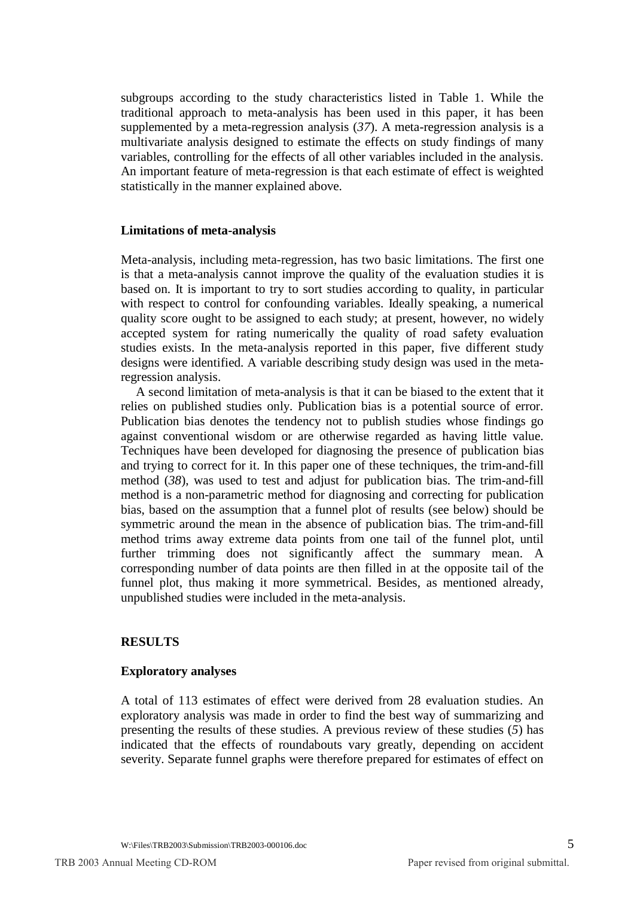subgroups according to the study characteristics listed in Table 1. While the traditional approach to meta-analysis has been used in this paper, it has been supplemented by a meta-regression analysis (*37*). A meta-regression analysis is a multivariate analysis designed to estimate the effects on study findings of many variables, controlling for the effects of all other variables included in the analysis. An important feature of meta-regression is that each estimate of effect is weighted statistically in the manner explained above.

### Limitations of meta-analysis

Meta-analysis, including meta-regression, has two basic limitations. The first one is that a meta-analysis cannot improve the quality of the evaluation studies it is based on. It is important to try to sort studies according to quality, in particular with respect to control for confounding variables. Ideally speaking, a numerical quality score ought to be assigned to each study; at present, however, no widely accepted system for rating numerically the quality of road safety evaluation studies exists. In the meta-analysis reported in this paper, five different study designs were identified. A variable describing study design was used in the meta-regression analysis.

A second limitation of meta-analysis is that it can be biased to the extent that it relies on published studies only. Publication bias is a potential source of error. Publication bias denotes the tendency not to publish studies whose findings go against conventional wisdom or are otherwise regarded as having little value. Techniques have been developed for diagnosing the presence of publication bias and trying to correct for it. In this paper one of these techniques, the trim-and-fill method (*38*), was used to test and adjust for publication bias. The trim-and-fill method is a non-parametric method for diagnosing and correcting for publication bias, based on the assumption that a funnel plot of results (see below) should be symmetric around the mean in the absence of publication bias. The trim-and-fill method trims away extreme data points from one tail of the funnel plot, until further trimming does not significantly affect the summary mean. A corresponding number of data points are then filled in at the opposite tail of the funnel plot, thus making it more symmetrical. Besides, as mentioned already, unpublished studies were included in the meta-analysis.

## RESULTS

### Exploratory analyses

A total of 113 estimates of effect were derived from 28 evaluation studies. An exploratory analysis was made in order to find the best way of summarizing and presenting the results of these studies. A previous review of these studies (*5*) has indicated that the effects of roundabouts vary greatly, depending on accident severity. Separate funnel graphs were therefore prepared for estimates of effect on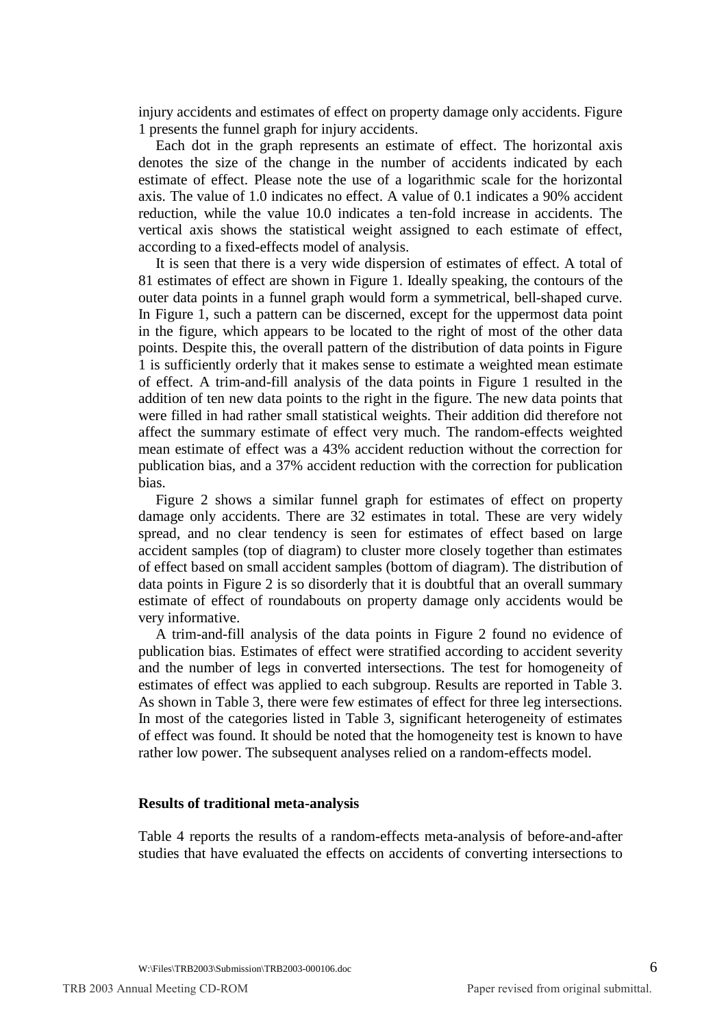injury accidents and estimates of effect on property damage only accidents. Figure 1 presents the funnel graph for injury accidents.

Each dot in the graph represents an estimate of effect. The horizontal axis denotes the size of the change in the number of accidents indicated by each estimate of effect. Please note the use of a logarithmic scale for the horizontal axis. The value of 1.0 indicates no effect. A value of 0.1 indicates a 90% accident reduction, while the value 10.0 indicates a ten-fold increase in accidents. The vertical axis shows the statistical weight assigned to each estimate of effect, according to a fixed-effects model of analysis.

It is seen that there is a very wide dispersion of estimates of effect. A total of 81 estimates of effect are shown in Figure 1. Ideally speaking, the contours of the outer data points in a funnel graph would form a symmetrical, bell-shaped curve. In Figure 1, such a pattern can be discerned, except for the uppermost data point in the figure, which appears to be located to the right of most of the other data points. Despite this, the overall pattern of the distribution of data points in Figure 1 is sufficiently orderly that it makes sense to estimate a weighted mean estimate of effect. A trim-and-fill analysis of the data points in Figure 1 resulted in the addition of ten new data points to the right in the figure. The new data points that were filled in had rather small statistical weights. Their addition did therefore not affect the summary estimate of effect very much. The random-effects weighted mean estimate of effect was a 43% accident reduction without the correction for publication bias, and a 37% accident reduction with the correction for publication bias.

Figure 2 shows a similar funnel graph for estimates of effect on property damage only accidents. There are 32 estimates in total. These are very widely spread, and no clear tendency is seen for estimates of effect based on large accident samples (top of diagram) to cluster more closely together than estimates of effect based on small accident samples (bottom of diagram). The distribution of data points in Figure 2 is so disorderly that it is doubtful that an overall summary estimate of effect of roundabouts on property damage only accidents would be very informative.

A trim-and-fill analysis of the data points in Figure 2 found no evidence of publication bias. Estimates of effect were stratified according to accident severity and the number of legs in converted intersections. The test for homogeneity of estimates of effect was applied to each subgroup. Results are reported in Table 3. As shown in Table 3, there were few estimates of effect for three leg intersections. In most of the categories listed in Table 3, significant heterogeneity of estimates of effect was found. It should be noted that the homogeneity test is known to have rather low power. The subsequent analyses relied on a random-effects model.

**Results of traditional meta-analysis**

Table 4 reports the results of a random-effects meta-analysis of before-and-after studies that have evaluated the effects on accidents of converting intersections to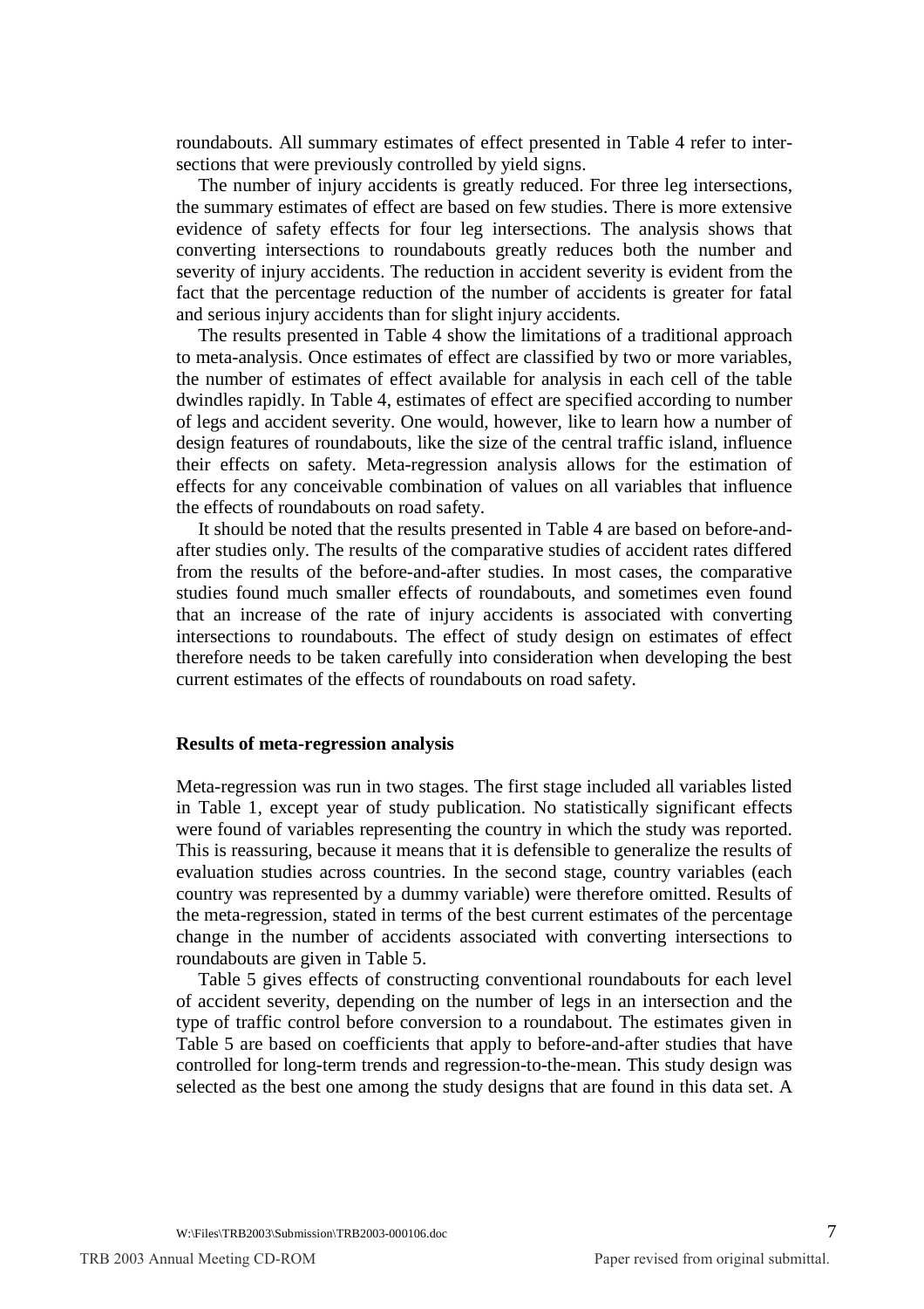roundabouts. All summary estimates of effect presented in Table 4 refer to intersections that were previously controlled by yield signs.

The number of injury accidents is greatly reduced. For three leg intersections, the summary estimates of effect are based on few studies. There is more extensive evidence of safety effects for four leg intersections. The analysis shows that converting intersections to roundabouts greatly reduces both the number and severity of injury accidents. The reduction in accident severity is evident from the fact that the percentage reduction of the number of accidents is greater for fatal and serious injury accidents than for slight injury accidents.

The results presented in Table 4 show the limitations of a traditional approach to meta-analysis. Once estimates of effect are classified by two or more variables, the number of estimates of effect available for analysis in each cell of the table dwindles rapidly. In Table 4, estimates of effect are specified according to number of legs and accident severity. One would, however, like to learn how a number of design features of roundabouts, like the size of the central traffic island, influence their effects on safety. Meta-regression analysis allows for the estimation of effects for any conceivable combination of values on all variables that influence the effects of roundabouts on road safety.

It should be noted that the results presented in Table 4 are based on before-and-after studies only. The results of the comparative studies of accident rates differed from the results of the before-and-after studies. In most cases, the comparative studies found much smaller effects of roundabouts, and sometimes even found that an increase of the rate of injury accidents is associated with converting intersections to roundabouts. The effect of study design on estimates of effect therefore needs to be taken carefully into consideration when developing the best current estimates of the effects of roundabouts on road safety.

**Results of meta-regression analysis**

Meta-regression was run in two stages. The first stage included all variables listed in Table 1, except year of study publication. No statistically significant effects were found of variables representing the country in which the study was reported. This is reassuring, because it means that it is defensible to generalize the results of evaluation studies across countries. In the second stage, country variables (each country was represented by a dummy variable) were therefore omitted. Results of the meta-regression, stated in terms of the best current estimates of the percentage change in the number of accidents associated with converting intersections to roundabouts are given in Table 5.

Table 5 gives effects of constructing conventional roundabouts for each level of accident severity, depending on the number of legs in an intersection and the type of traffic control before conversion to a roundabout. The estimates given in Table 5 are based on coefficients that apply to before-and-after studies that have controlled for long-term trends and regression-to-the-mean. This study design was selected as the best one among the study designs that are found in this data set. A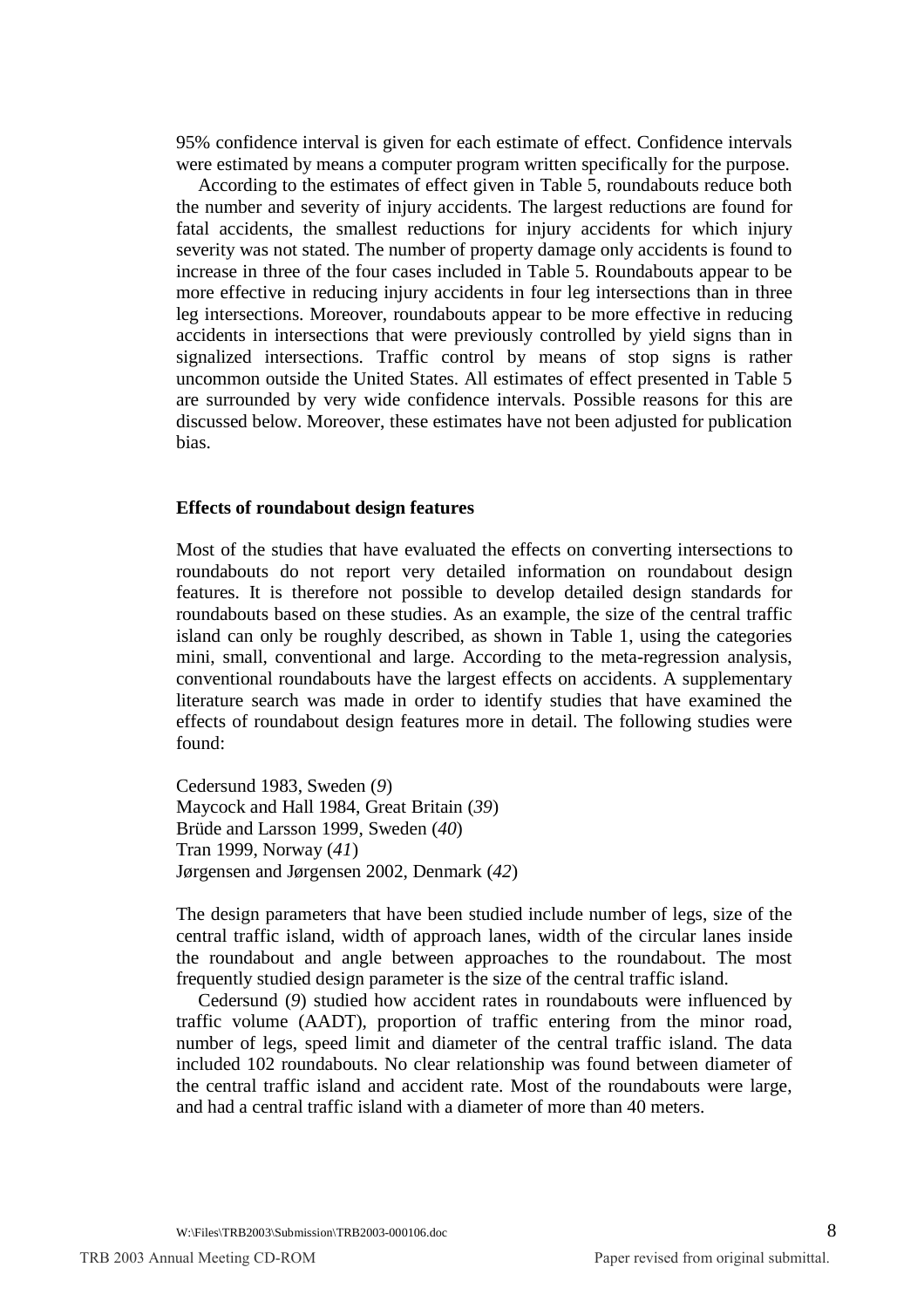95% confidence interval is given for each estimate of effect. Confidence intervals were estimated by means a computer program written specifically for the purpose.

According to the estimates of effect given in Table 5, roundabouts reduce both the number and severity of injury accidents. The largest reductions are found for fatal accidents, the smallest reductions for injury accidents for which injury severity was not stated. The number of property damage only accidents is found to increase in three of the four cases included in Table 5. Roundabouts appear to be more effective in reducing injury accidents in four leg intersections than in three leg intersections. Moreover, roundabouts appear to be more effective in reducing accidents in intersections that were previously controlled by yield signs than in signalized intersections. Traffic control by means of stop signs is rather uncommon outside the United States. All estimates of effect presented in Table 5 are surrounded by very wide confidence intervals. Possible reasons for this are discussed below. Moreover, these estimates have not been adjusted for publication bias.

### Effects of roundabout design features

Most of the studies that have evaluated the effects on converting intersections to roundabouts do not report very detailed information on roundabout design features. It is therefore not possible to develop detailed design standards for roundabouts based on these studies. As an example, the size of the central traffic island can only be roughly described, as shown in Table 1, using the categories mini, small, conventional and large. According to the meta-regression analysis, conventional roundabouts have the largest effects on accidents. A supplementary literature search was made in order to identify studies that have examined the effects of roundabout design features more in detail. The following studies were found:

Cedersund 1983, Sweden (*9*)
Maycock and Hall 1984, Great Britain (*39*)
Brüde and Larsson 1999, Sweden (*40*)
Tran 1999, Norway (*41*)
Jørgensen and Jørgensen 2002, Denmark (*42*)

The design parameters that have been studied include number of legs, size of the central traffic island, width of approach lanes, width of the circular lanes inside the roundabout and angle between approaches to the roundabout. The most frequently studied design parameter is the size of the central traffic island.

Cedersund (*9*) studied how accident rates in roundabouts were influenced by traffic volume (AADT), proportion of traffic entering from the minor road, number of legs, speed limit and diameter of the central traffic island. The data included 102 roundabouts. No clear relationship was found between diameter of the central traffic island and accident rate. Most of the roundabouts were large, and had a central traffic island with a diameter of more than 40 meters.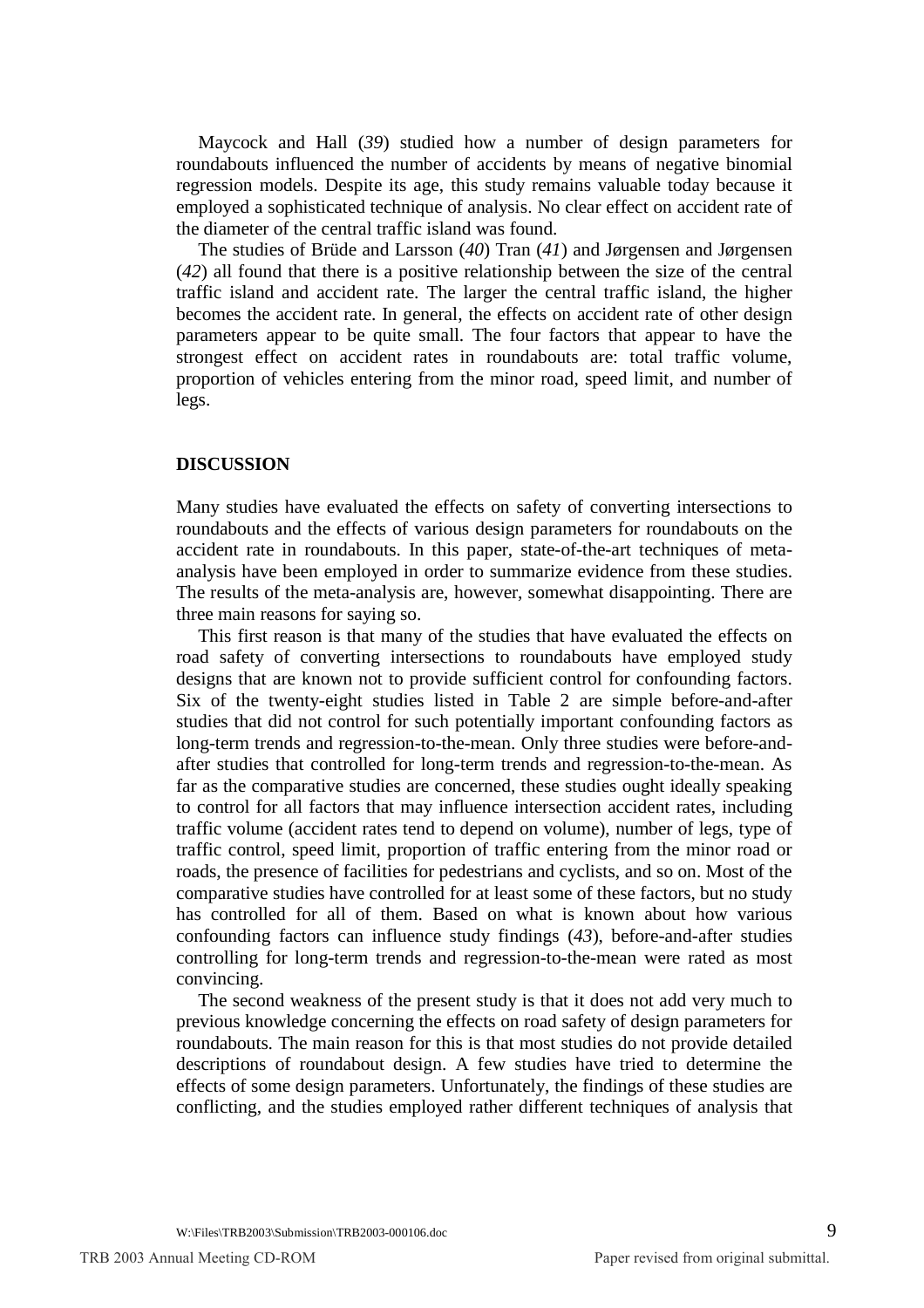Maycock and Hall (*39*) studied how a number of design parameters for roundabouts influenced the number of accidents by means of negative binomial regression models. Despite its age, this study remains valuable today because it employed a sophisticated technique of analysis. No clear effect on accident rate of the diameter of the central traffic island was found.

The studies of Brüde and Larsson (*40*) Tran (*41*) and Jørgensen and Jørgensen (*42*) all found that there is a positive relationship between the size of the central traffic island and accident rate. The larger the central traffic island, the higher becomes the accident rate. In general, the effects on accident rate of other design parameters appear to be quite small. The four factors that appear to have the strongest effect on accident rates in roundabouts are: total traffic volume, proportion of vehicles entering from the minor road, speed limit, and number of legs.

## DISCUSSION

Many studies have evaluated the effects on safety of converting intersections to roundabouts and the effects of various design parameters for roundabouts on the accident rate in roundabouts. In this paper, state-of-the-art techniques of meta-analysis have been employed in order to summarize evidence from these studies. The results of the meta-analysis are, however, somewhat disappointing. There are three main reasons for saying so.

This first reason is that many of the studies that have evaluated the effects on road safety of converting intersections to roundabouts have employed study designs that are known not to provide sufficient control for confounding factors. Six of the twenty-eight studies listed in Table 2 are simple before-and-after studies that did not control for such potentially important confounding factors as long-term trends and regression-to-the-mean. Only three studies were before-and-after studies that controlled for long-term trends and regression-to-the-mean. As far as the comparative studies are concerned, these studies ought ideally speaking to control for all factors that may influence intersection accident rates, including traffic volume (accident rates tend to depend on volume), number of legs, type of traffic control, speed limit, proportion of traffic entering from the minor road or roads, the presence of facilities for pedestrians and cyclists, and so on. Most of the comparative studies have controlled for at least some of these factors, but no study has controlled for all of them. Based on what is known about how various confounding factors can influence study findings (*43*), before-and-after studies controlling for long-term trends and regression-to-the-mean were rated as most convincing.

The second weakness of the present study is that it does not add very much to previous knowledge concerning the effects on road safety of design parameters for roundabouts. The main reason for this is that most studies do not provide detailed descriptions of roundabout design. A few studies have tried to determine the effects of some design parameters. Unfortunately, the findings of these studies are conflicting, and the studies employed rather different techniques of analysis that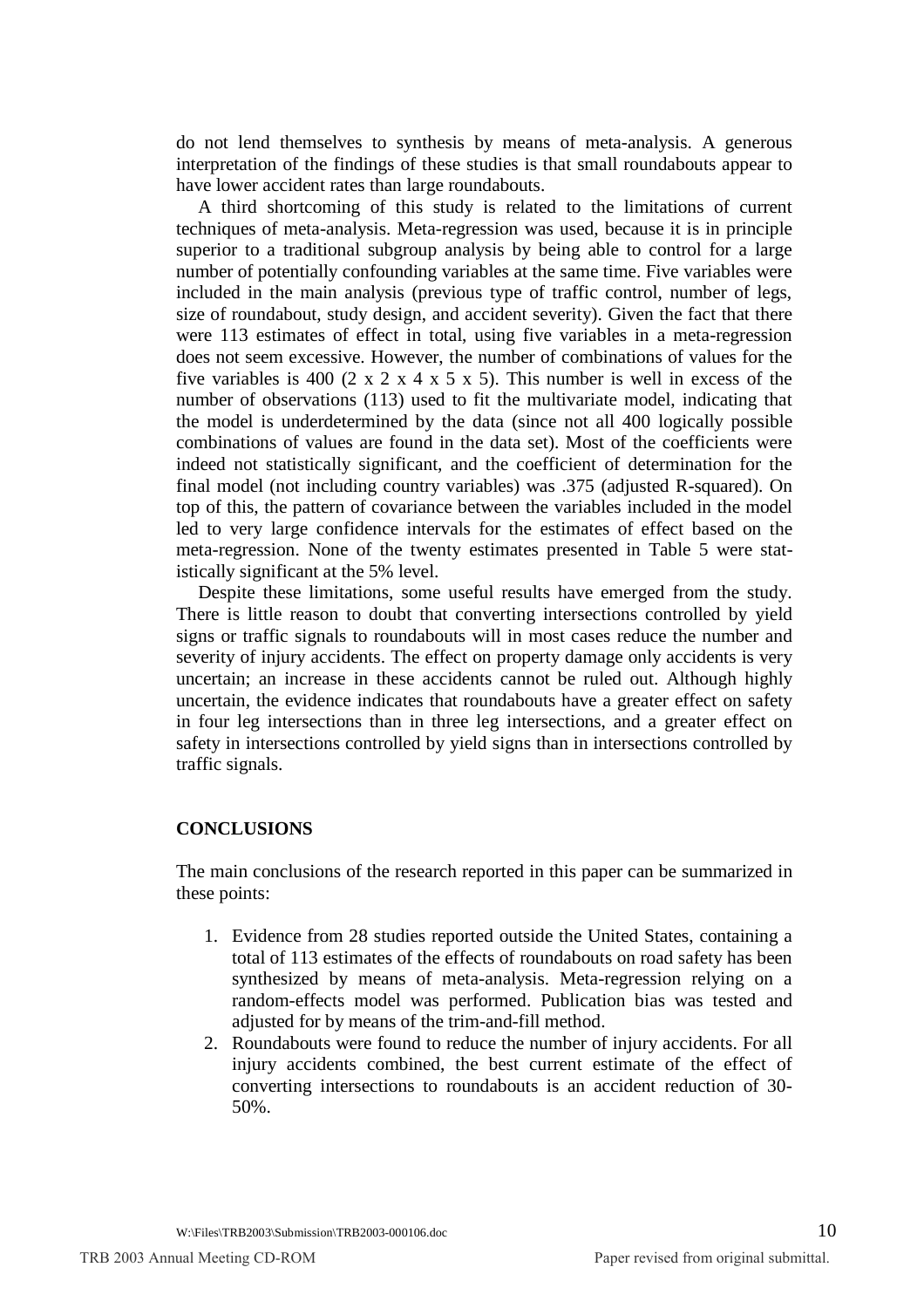do not lend themselves to synthesis by means of meta-analysis. A generous interpretation of the findings of these studies is that small roundabouts appear to have lower accident rates than large roundabouts.

A third shortcoming of this study is related to the limitations of current techniques of meta-analysis. Meta-regression was used, because it is in principle superior to a traditional subgroup analysis by being able to control for a large number of potentially confounding variables at the same time. Five variables were included in the main analysis (previous type of traffic control, number of legs, size of roundabout, study design, and accident severity). Given the fact that there were 113 estimates of effect in total, using five variables in a meta-regression does not seem excessive. However, the number of combinations of values for the five variables is 400 (2 x 2 x 4 x 5 x 5). This number is well in excess of the number of observations (113) used to fit the multivariate model, indicating that the model is underdetermined by the data (since not all 400 logically possible combinations of values are found in the data set). Most of the coefficients were indeed not statistically significant, and the coefficient of determination for the final model (not including country variables) was .375 (adjusted R-squared). On top of this, the pattern of covariance between the variables included in the model led to very large confidence intervals for the estimates of effect based on the meta-regression. None of the twenty estimates presented in Table 5 were statistically significant at the 5% level.

Despite these limitations, some useful results have emerged from the study. There is little reason to doubt that converting intersections controlled by yield signs or traffic signals to roundabouts will in most cases reduce the number and severity of injury accidents. The effect on property damage only accidents is very uncertain; an increase in these accidents cannot be ruled out. Although highly uncertain, the evidence indicates that roundabouts have a greater effect on safety in four leg intersections than in three leg intersections, and a greater effect on safety in intersections controlled by yield signs than in intersections controlled by traffic signals.

## CONCLUSIONS

The main conclusions of the research reported in this paper can be summarized in these points:

1. Evidence from 28 studies reported outside the United States, containing a total of 113 estimates of the effects of roundabouts on road safety has been synthesized by means of meta-analysis. Meta-regression relying on a random-effects model was performed. Publication bias was tested and adjusted for by means of the trim-and-fill method.
2. Roundabouts were found to reduce the number of injury accidents. For all injury accidents combined, the best current estimate of the effect of converting intersections to roundabouts is an accident reduction of 30-50%.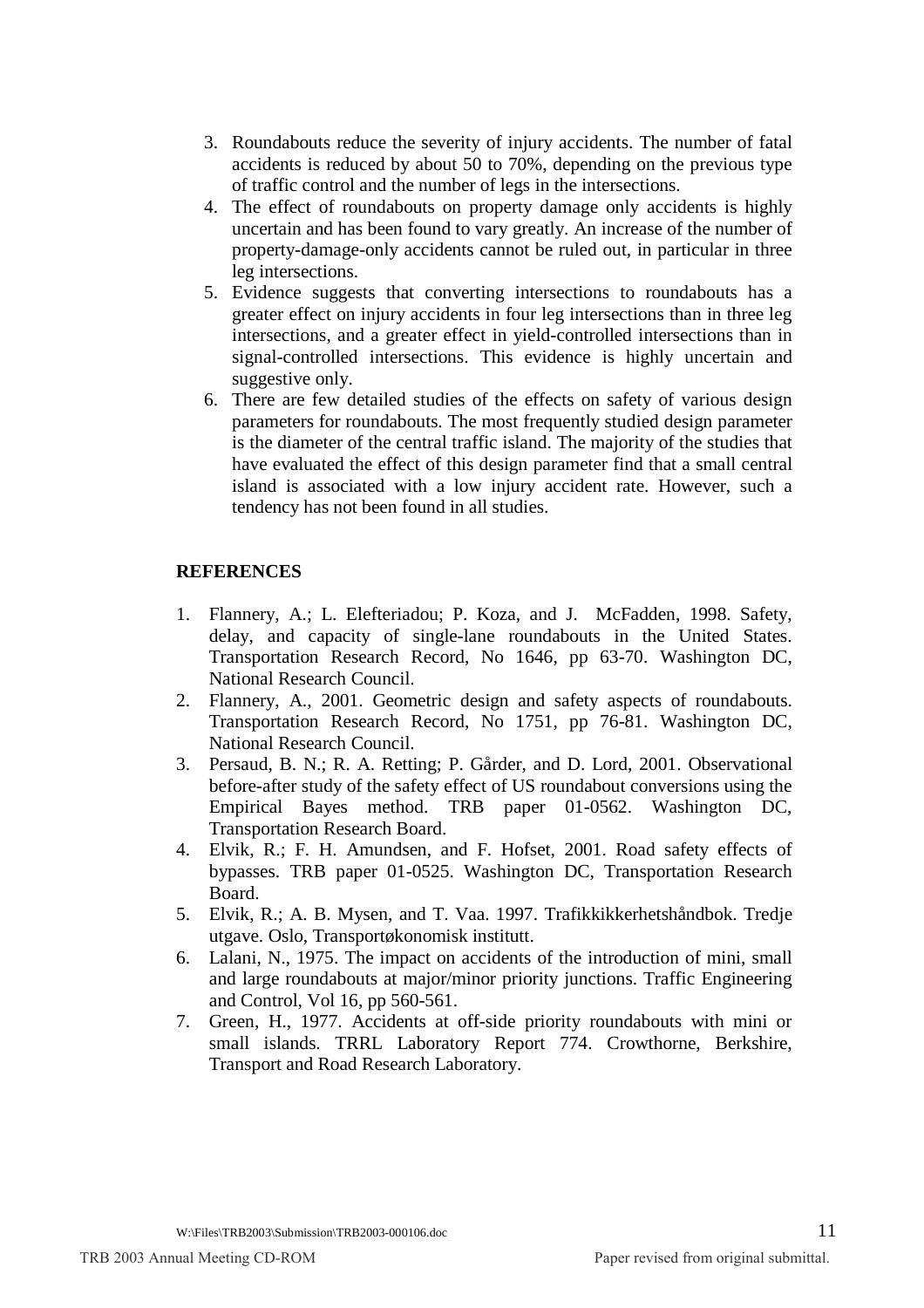3. Roundabouts reduce the severity of injury accidents. The number of fatal accidents is reduced by about 50 to 70%, depending on the previous type of traffic control and the number of legs in the intersections.
4. The effect of roundabouts on property damage only accidents is highly uncertain and has been found to vary greatly. An increase of the number of property-damage-only accidents cannot be ruled out, in particular in three leg intersections.
5. Evidence suggests that converting intersections to roundabouts has a greater effect on injury accidents in four leg intersections than in three leg intersections, and a greater effect in yield-controlled intersections than in signal-controlled intersections. This evidence is highly uncertain and suggestive only.
6. There are few detailed studies of the effects on safety of various design parameters for roundabouts. The most frequently studied design parameter is the diameter of the central traffic island. The majority of the studies that have evaluated the effect of this design parameter find that a small central island is associated with a low injury accident rate. However, such a tendency has not been found in all studies.

**REFERENCES**

1. Flannery, A.; L. Elefteriadou; P. Koza, and J. McFadden, 1998. Safety, delay, and capacity of single-lane roundabouts in the United States. Transportation Research Record, No 1646, pp 63-70. Washington DC, National Research Council.
2. Flannery, A., 2001. Geometric design and safety aspects of roundabouts. Transportation Research Record, No 1751, pp 76-81. Washington DC, National Research Council.
3. Persaud, B. N.; R. A. Retting; P. Gårder, and D. Lord, 2001. Observational before-after study of the safety effect of US roundabout conversions using the Empirical Bayes method. TRB paper 01-0562. Washington DC, Transportation Research Board.
4. Elvik, R.; F. H. Amundsen, and F. Hofset, 2001. Road safety effects of bypasses. TRB paper 01-0525. Washington DC, Transportation Research Board.
5. Elvik, R.; A. B. Mysen, and T. Vaa. 1997. Trafikkikkerhetshåndbok. Tredje utgave. Oslo, Transportøkonomisk institutt.
6. Lalani, N., 1975. The impact on accidents of the introduction of mini, small and large roundabouts at major/minor priority junctions. Traffic Engineering and Control, Vol 16, pp 560-561.
7. Green, H., 1977. Accidents at off-side priority roundabouts with mini or small islands. TRRL Laboratory Report 774. Crowthorne, Berkshire, Transport and Road Research Laboratory.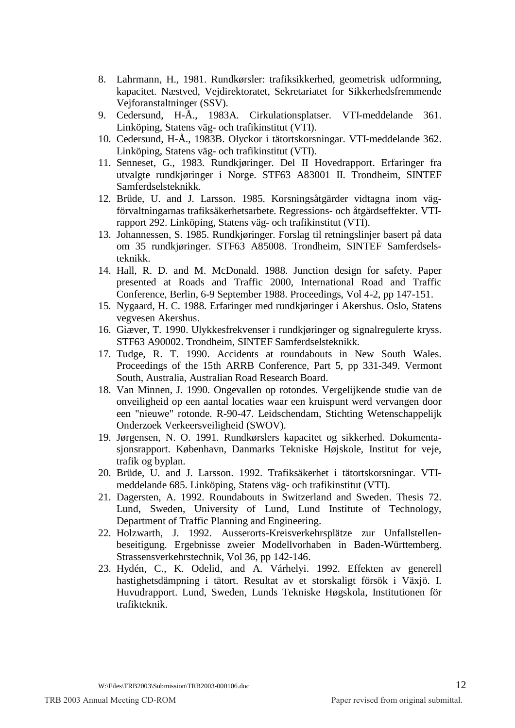8. Lahrmann, H., 1981. Rundkørsler: trafiksikkerhed, geometrisk udformning, kapacitet. Næstved, Vejdirektoratet, Sekretariatet for Sikkerhedsfremmende Vejforanstaltninger (SSV).
9. Cedersund, H-Å., 1983A. Cirkulationsplatser. VTI-meddelande 361. Linköping, Statens väg- och trafikinstitut (VTI).
10. Cedersund, H-Å., 1983B. Olyckor i tätortskorsningar. VTI-meddelande 362. Linköping, Statens väg- och trafikinstitut (VTI).
11. Senneset, G., 1983. Rundkjøringer. Del II Hovedrapport. Erfaringer fra utvalgte rundkjøringer i Norge. STF63 A83001 II. Trondheim, SINTEF Samferdselsteknikk.
12. Brüde, U. and J. Larsson. 1985. Korsningsåtgärder vidtagna inom vägförvaltningarnas trafiksäkerhetsarbete. Regressions- och åtgärdseffekter. VTI-rapport 292. Linköping, Statens väg- och trafikinstitut (VTI).
13. Johannessen, S. 1985. Rundkjøringer. Forslag til retningslinjer basert på data om 35 rundkjøringer. STF63 A85008. Trondheim, SINTEF Samferdselsteknikk.
14. Hall, R. D. and M. McDonald. 1988. Junction design for safety. Paper presented at Roads and Traffic 2000, International Road and Traffic Conference, Berlin, 6-9 September 1988. Proceedings, Vol 4-2, pp 147-151.
15. Nygaard, H. C. 1988. Erfaringer med rundkjøringer i Akershus. Oslo, Statens vegvesen Akershus.
16. Giæver, T. 1990. Ulykkesfrekvenser i rundkjøringer og signalregulerte kryss. STF63 A90002. Trondheim, SINTEF Samferdselsteknikk.
17. Tudge, R. T. 1990. Accidents at roundabouts in New South Wales. Proceedings of the 15th ARRB Conference, Part 5, pp 331-349. Vermont South, Australia, Australian Road Research Board.
18. Van Minnen, J. 1990. Ongevallen op rotondes. Vergelijkende studie van de onveiligheid op een aantal locaties waar een kruispunt werd vervangen door een "nieuwe" rotonde. R-90-47. Leidschendam, Stichting Wetenschappelijk Onderzoek Verkeersveiligheid (SWOV).
19. Jørgensen, N. O. 1991. Rundkørslers kapacitet og sikkerhed. Dokumentasjonsrapport. København, Danmarks Tekniske Højskole, Institut for veje, trafik og byplan.
20. Brüde, U. and J. Larsson. 1992. Trafiksäkerhet i tätortskorsningar. VTI-meddelande 685. Linköping, Statens väg- och trafikinstitut (VTI).
21. Dagersten, A. 1992. Roundabouts in Switzerland and Sweden. Thesis 72. Lund, Sweden, University of Lund, Lund Institute of Technology, Department of Traffic Planning and Engineering.
22. Holzwarth, J. 1992. Ausserorts-Kreisverkehrsplätze zur Unfallstellenbeseitigung. Ergebnisse zweier Modellvorhaben in Baden-Württemberg. Strassensverkehrstechnik, Vol 36, pp 142-146.
23. Hydén, C., K. Odelid, and A. Várhelyi. 1992. Effekten av generell hastighetsdämpning i tätort. Resultat av et storskaligt försök i Växjö. I. Huvudrapport. Lund, Sweden, Lunds Tekniske Høgskola, Institutionen för trafikteknik.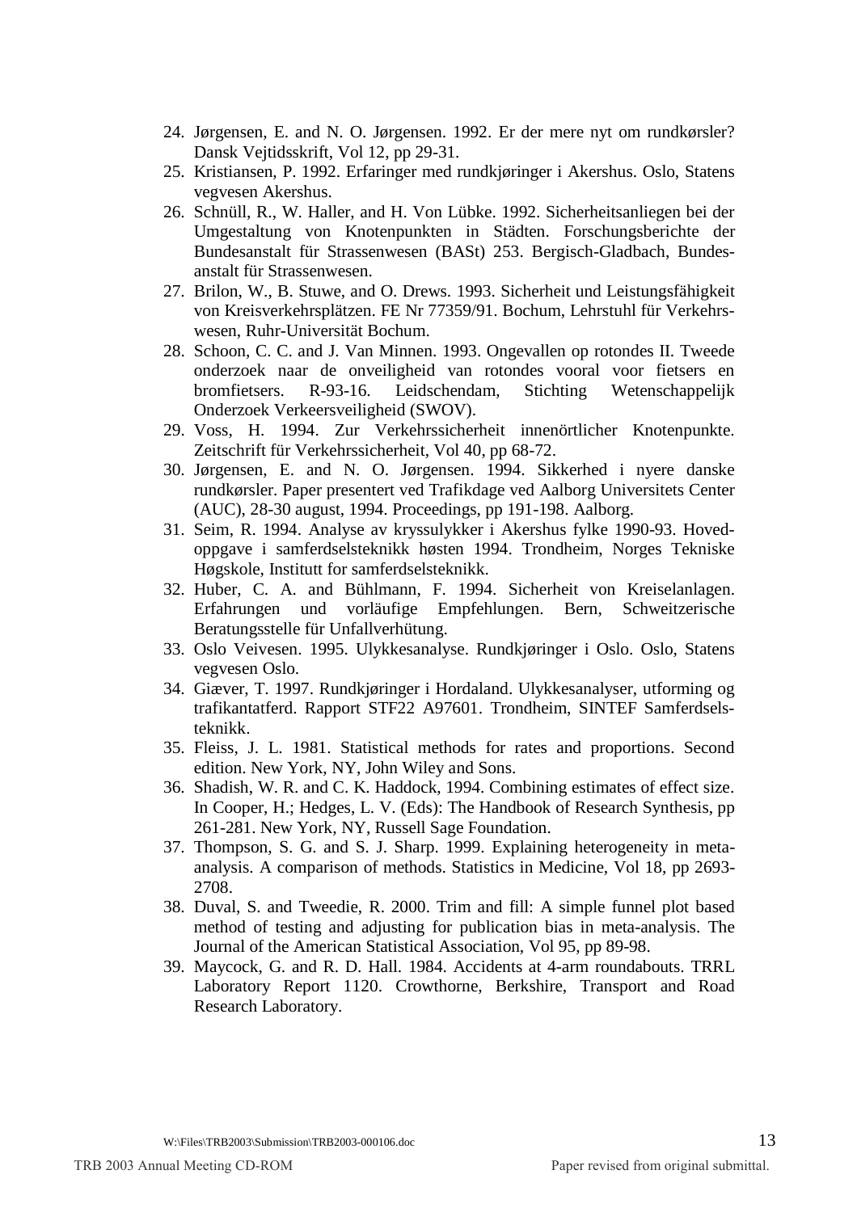24. Jørgensen, E. and N. O. Jørgensen. 1992. Er der mere nyt om rundkørsler? Dansk Vejtidsskrift, Vol 12, pp 29-31.
25. Kristiansen, P. 1992. Erfaringer med rundkjøringer i Akershus. Oslo, Statens vegvesen Akershus.
26. Schnüll, R., W. Haller, and H. Von Lübke. 1992. Sicherheitsanliegen bei der Umgestaltung von Knotenpunkten in Städten. Forschungsberichte der Bundesanstalt für Strassenwesen (BASt) 253. Bergisch-Gladbach, Bundesanstalt für Strassenwesen.
27. Brilon, W., B. Stuwe, and O. Drews. 1993. Sicherheit und Leistungsfähigkeit von Kreisverkehrsplätzen. FE Nr 77359/91. Bochum, Lehrstuhl für Verkehrswesen, Ruhr-Universität Bochum.
28. Schoon, C. C. and J. Van Minnen. 1993. Ongevallen op rotondes II. Tweede onderzoek naar de onveiligheid van rotondes vooral voor fietsers en bromfietsers. R-93-16. Leidschendam, Stichting Wetenschappelijk Onderzoek Verkeersveiligheid (SWOV).
29. Voss, H. 1994. Zur Verkehrssicherheit innenörtlicher Knotenpunkte. Zeitschrift für Verkehrssicherheit, Vol 40, pp 68-72.
30. Jørgensen, E. and N. O. Jørgensen. 1994. Sikkerhed i nyere danske rundkørsler. Paper presentert ved Trafikdage ved Aalborg Universitets Center (AUC), 28-30 august, 1994. Proceedings, pp 191-198. Aalborg.
31. Seim, R. 1994. Analyse av kryssulykker i Akershus fylke 1990-93. Hovedoppgave i samferdselsteknikk høsten 1994. Trondheim, Norges Tekniske Høgskole, Institutt for samferdselsteknikk.
32. Huber, C. A. and Bühlmann, F. 1994. Sicherheit von Kreiselanlagen. Erfahrungen und vorläufige Empfehlungen. Bern, Schweitzerische Beratungsstelle für Unfallverhütung.
33. Oslo Veivesen. 1995. Ulykkesanalyse. Rundkjøringer i Oslo. Oslo, Statens vegvesen Oslo.
34. Giæver, T. 1997. Rundkjøringer i Hordaland. Ulykkesanalyser, utforming og trafikantatferd. Rapport STF22 A97601. Trondheim, SINTEF Samferdselsteknikk.
35. Fleiss, J. L. 1981. Statistical methods for rates and proportions. Second edition. New York, NY, John Wiley and Sons.
36. Shadish, W. R. and C. K. Haddock, 1994. Combining estimates of effect size. In Cooper, H.; Hedges, L. V. (Eds): The Handbook of Research Synthesis, pp 261-281. New York, NY, Russell Sage Foundation.
37. Thompson, S. G. and S. J. Sharp. 1999. Explaining heterogeneity in meta-analysis. A comparison of methods. Statistics in Medicine, Vol 18, pp 2693-2708.
38. Duval, S. and Tweedie, R. 2000. Trim and fill: A simple funnel plot based method of testing and adjusting for publication bias in meta-analysis. The Journal of the American Statistical Association, Vol 95, pp 89-98.
39. Maycock, G. and R. D. Hall. 1984. Accidents at 4-arm roundabouts. TRRL Laboratory Report 1120. Crowthorne, Berkshire, Transport and Road Research Laboratory.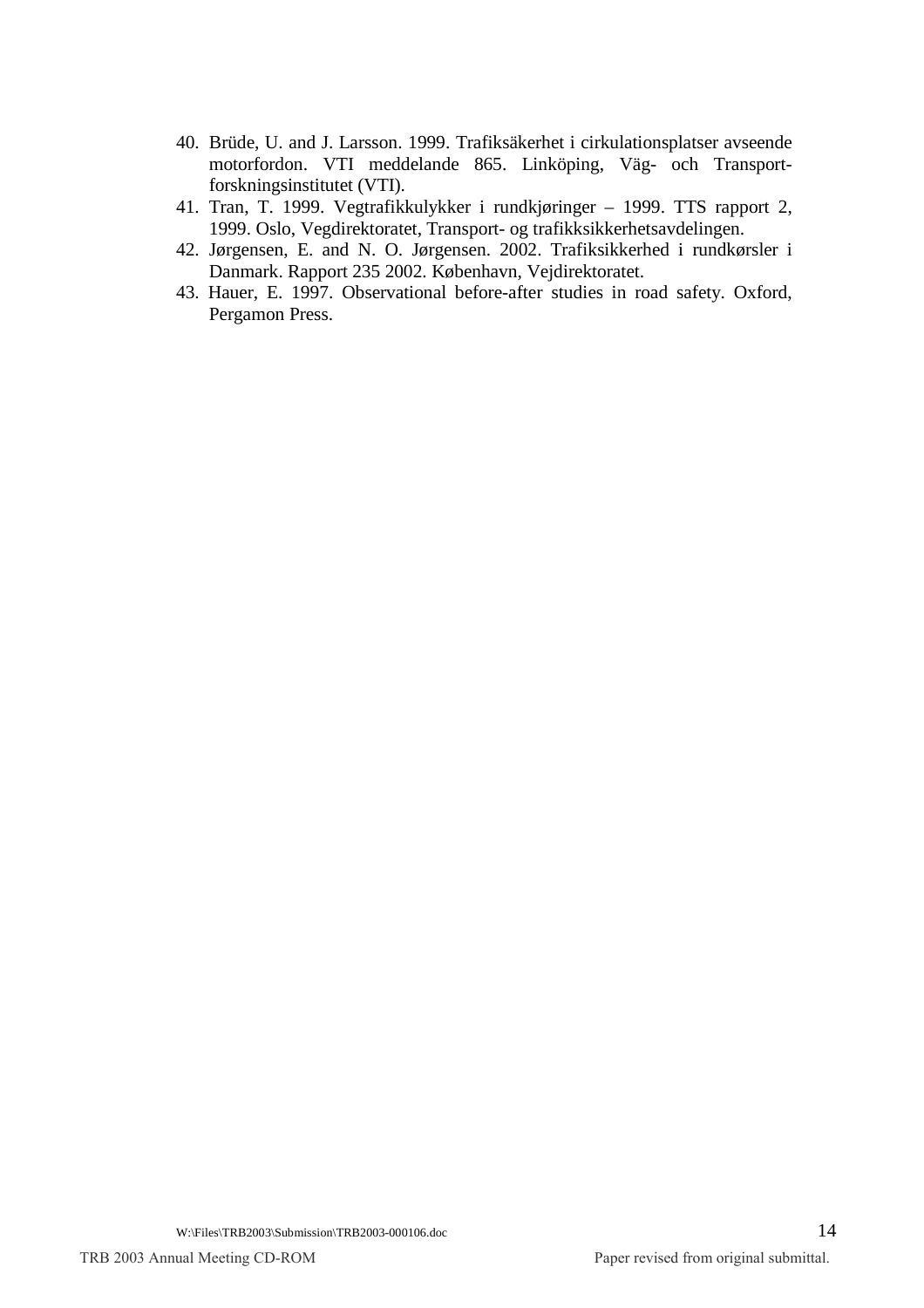40. Brüde, U. and J. Larsson. 1999. Trafiksäkerhet i cirkulationsplatser avseende motorfordon. VTI meddelande 865. Linköping, Väg- och Transport-forskningsinstitutet (VTI).
41. Tran, T. 1999. Vegtrafikkulykker i rundkjøringer – 1999. TTS rapport 2, 1999. Oslo, Vegdirektoratet, Transport- og trafikksikkerhetsavdelingen.
42. Jørgensen, E. and N. O. Jørgensen. 2002. Trafiksikkerhed i rundkørsler i Danmark. Rapport 235 2002. København, Vejdirektoratet.
43. Hauer, E. 1997. Observational before-after studies in road safety. Oxford, Pergamon Press.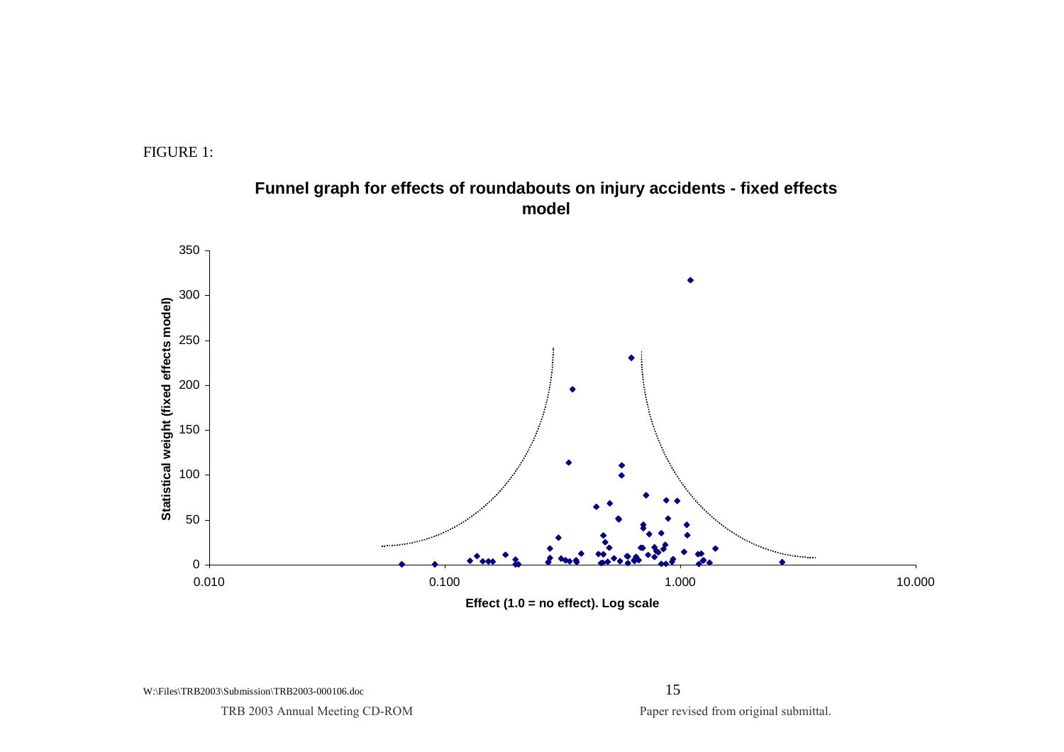FIGURE 1:

**Funnel graph for effects of roundabouts on injury accidents - fixed effects model**

Statistical weight (fixed effects model)

Effect (1.0 = no effect). Log scale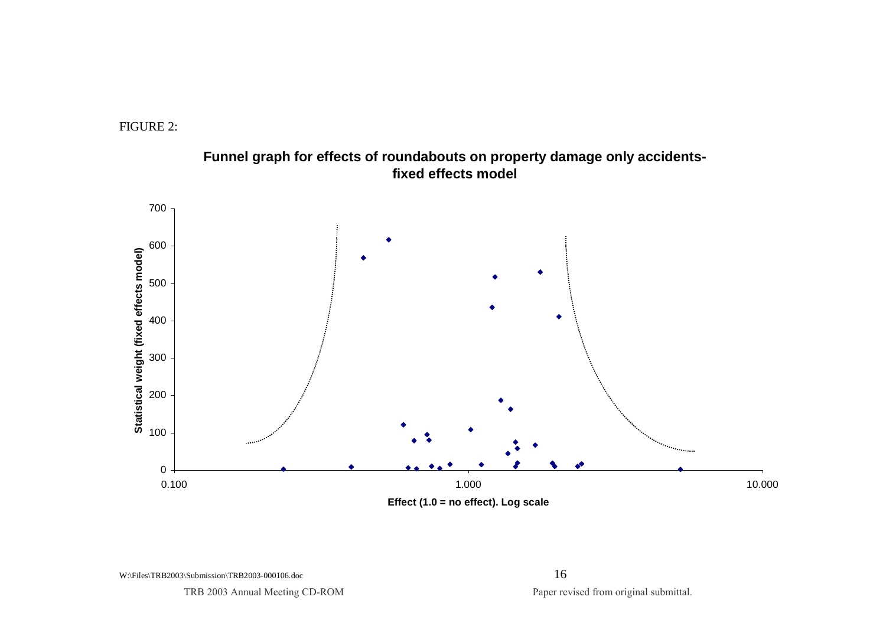FIGURE 2:

**Funnel graph for effects of roundabouts on property damage only accidents-fixed effects model**

Statistical weight (fixed effects model)

Effect (1.0 = no effect). Log scale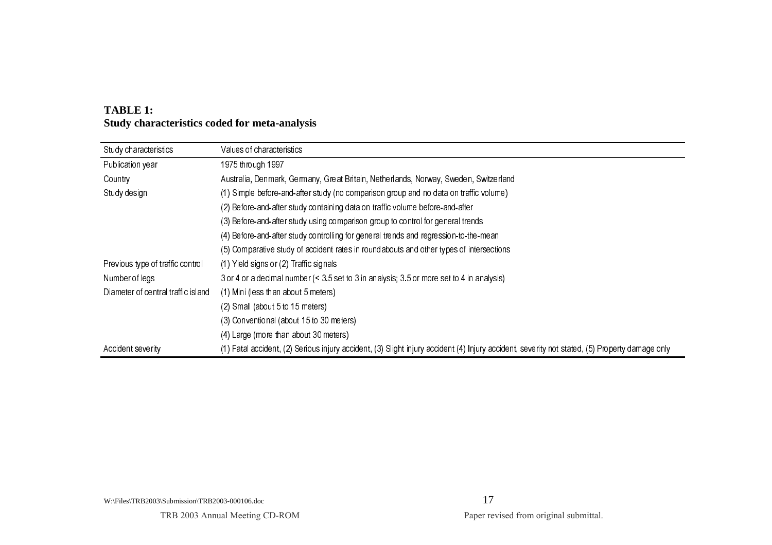**TABLE 1:**
**Study characteristics coded for meta-analysis**

| Study characteristics | Values of characteristics |
|---|---|
| Publication year | 1975 through 1997 |
| Country | Australia, Denmark, Germany, Great Britain, Netherlands, Norway, Sweden, Switzerland |
| Study design | (1) Simple before-and-after study (no comparison group and no data on traffic volume) |
| | (2) Before-and-after study containing data on traffic volume before-and-after |
| | (3) Before-and-after study using comparison group to control for general trends |
| | (4) Before-and-after study controlling for general trends and regression-to-the-mean |
| | (5) Comparative study of accident rates in roundabouts and other types of intersections |
| Previous type of traffic control | (1) Yield signs or (2) Traffic signals |
| Number of legs | 3 or 4 or a decimal number (< 3.5 set to 3 in analysis; 3.5 or more set to 4 in analysis) |
| Diameter of central traffic island | (1) Mini (less than about 5 meters) |
| | (2) Small (about 5 to 15 meters) |
| | (3) Conventional (about 15 to 30 meters) |
| | (4) Large (more than about 30 meters) |
| Accident severity | (1) Fatal accident, (2) Serious injury accident, (3) Slight injury accident (4) Injury accident, severity not stated, (5) Property damage only |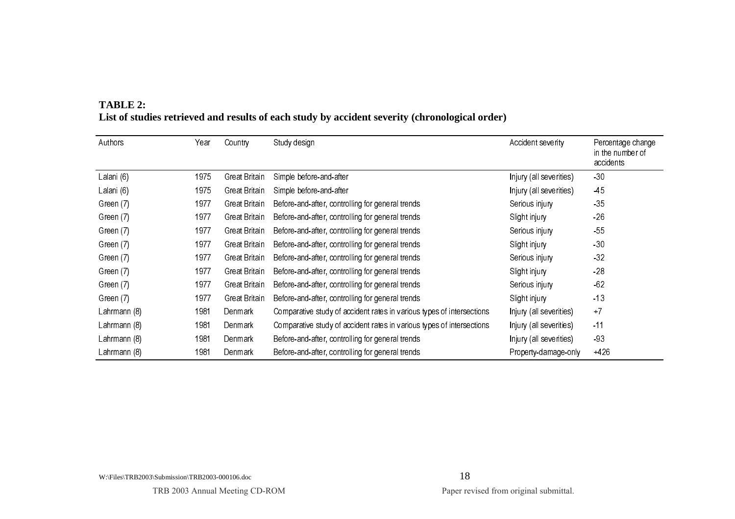**TABLE 2:**
**List of studies retrieved and results of each study by accident severity (chronological order)**

| Authors | Year | Country | Study design | Accident severity | Percentage change in the number of accidents |
|---|---|---|---|---|---|
| Lalani (6) | 1975 | Great Britain | Simple before-and-after | Injury (all severities) | -30 |
| Lalani (6) | 1975 | Great Britain | Simple before-and-after | Injury (all severities) | -45 |
| Green (7) | 1977 | Great Britain | Before-and-after, controlling for general trends | Serious injury | -35 |
| Green (7) | 1977 | Great Britain | Before-and-after, controlling for general trends | Slight injury | -26 |
| Green (7) | 1977 | Great Britain | Before-and-after, controlling for general trends | Serious injury | -55 |
| Green (7) | 1977 | Great Britain | Before-and-after, controlling for general trends | Slight injury | -30 |
| Green (7) | 1977 | Great Britain | Before-and-after, controlling for general trends | Serious injury | -32 |
| Green (7) | 1977 | Great Britain | Before-and-after, controlling for general trends | Slight injury | -28 |
| Green (7) | 1977 | Great Britain | Before-and-after, controlling for general trends | Serious injury | -62 |
| Green (7) | 1977 | Great Britain | Before-and-after, controlling for general trends | Slight injury | -13 |
| Lahrmann (8) | 1981 | Denmark | Comparative study of accident rates in various types of intersections | Injury (all severities) | +7 |
| Lahrmann (8) | 1981 | Denmark | Comparative study of accident rates in various types of intersections | Injury (all severities) | -11 |
| Lahrmann (8) | 1981 | Denmark | Before-and-after, controlling for general trends | Injury (all severities) | -93 |
| Lahrmann (8) | 1981 | Denmark | Before-and-after, controlling for general trends | Property-damage-only | +426 |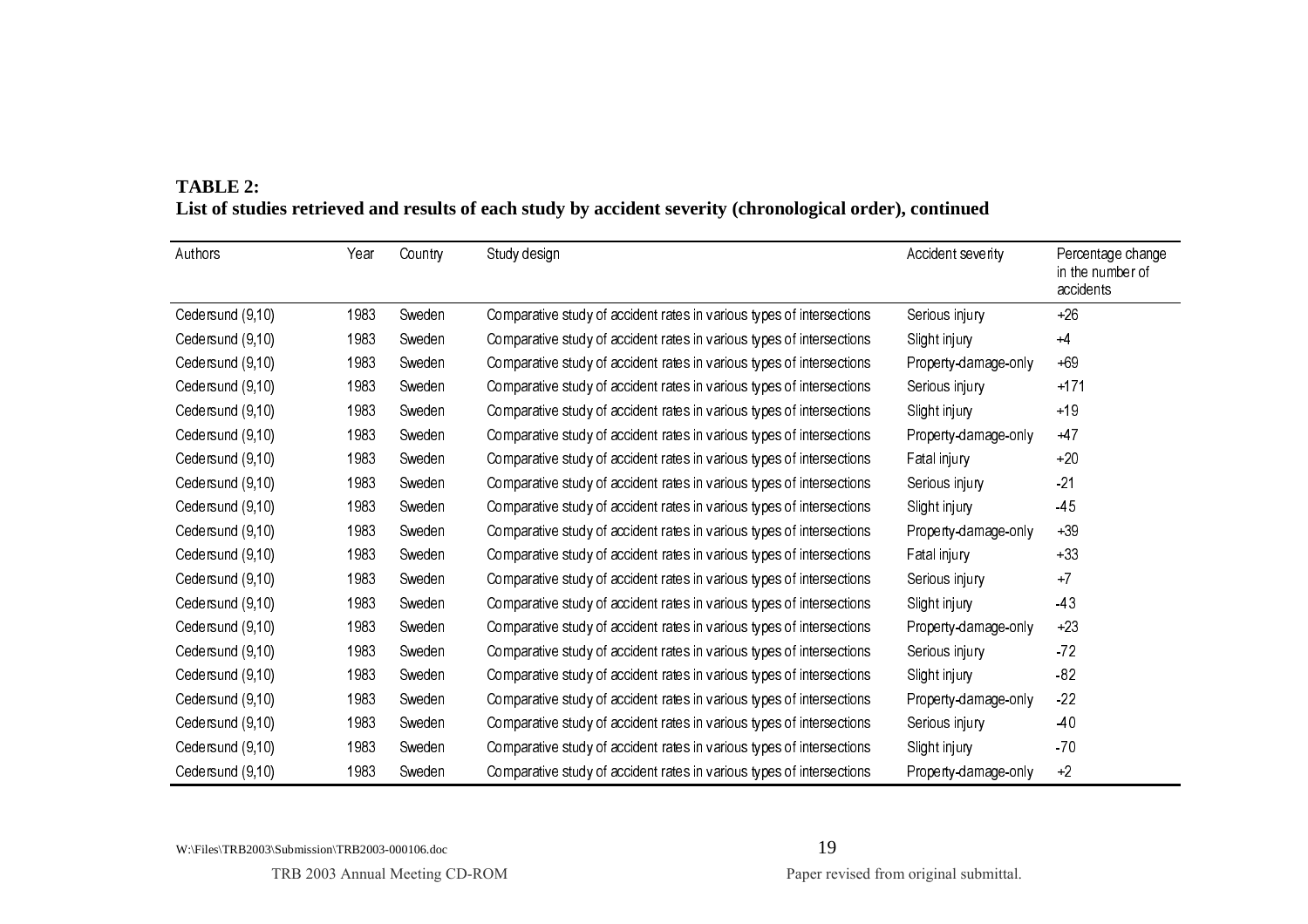**TABLE 2:**
**List of studies retrieved and results of each study by accident severity (chronological order), continued**

| Authors | Year | Country | Study design | Accident severity | Percentage change in the number of accidents |
|---|---|---|---|---|---|
| Cedersund (9,10) | 1983 | Sweden | Comparative study of accident rates in various types of intersections | Serious injury | +26 |
| Cedersund (9,10) | 1983 | Sweden | Comparative study of accident rates in various types of intersections | Slight injury | +4 |
| Cedersund (9,10) | 1983 | Sweden | Comparative study of accident rates in various types of intersections | Property-damage-only | +69 |
| Cedersund (9,10) | 1983 | Sweden | Comparative study of accident rates in various types of intersections | Serious injury | +171 |
| Cedersund (9,10) | 1983 | Sweden | Comparative study of accident rates in various types of intersections | Slight injury | +19 |
| Cedersund (9,10) | 1983 | Sweden | Comparative study of accident rates in various types of intersections | Property-damage-only | +47 |
| Cedersund (9,10) | 1983 | Sweden | Comparative study of accident rates in various types of intersections | Fatal injury | +20 |
| Cedersund (9,10) | 1983 | Sweden | Comparative study of accident rates in various types of intersections | Serious injury | -21 |
| Cedersund (9,10) | 1983 | Sweden | Comparative study of accident rates in various types of intersections | Slight injury | -45 |
| Cedersund (9,10) | 1983 | Sweden | Comparative study of accident rates in various types of intersections | Property-damage-only | +39 |
| Cedersund (9,10) | 1983 | Sweden | Comparative study of accident rates in various types of intersections | Fatal injury | +33 |
| Cedersund (9,10) | 1983 | Sweden | Comparative study of accident rates in various types of intersections | Serious injury | +7 |
| Cedersund (9,10) | 1983 | Sweden | Comparative study of accident rates in various types of intersections | Slight injury | -43 |
| Cedersund (9,10) | 1983 | Sweden | Comparative study of accident rates in various types of intersections | Property-damage-only | +23 |
| Cedersund (9,10) | 1983 | Sweden | Comparative study of accident rates in various types of intersections | Serious injury | -72 |
| Cedersund (9,10) | 1983 | Sweden | Comparative study of accident rates in various types of intersections | Slight injury | -82 |
| Cedersund (9,10) | 1983 | Sweden | Comparative study of accident rates in various types of intersections | Property-damage-only | -22 |
| Cedersund (9,10) | 1983 | Sweden | Comparative study of accident rates in various types of intersections | Serious injury | -40 |
| Cedersund (9,10) | 1983 | Sweden | Comparative study of accident rates in various types of intersections | Slight injury | -70 |
| Cedersund (9,10) | 1983 | Sweden | Comparative study of accident rates in various types of intersections | Property-damage-only | +2 |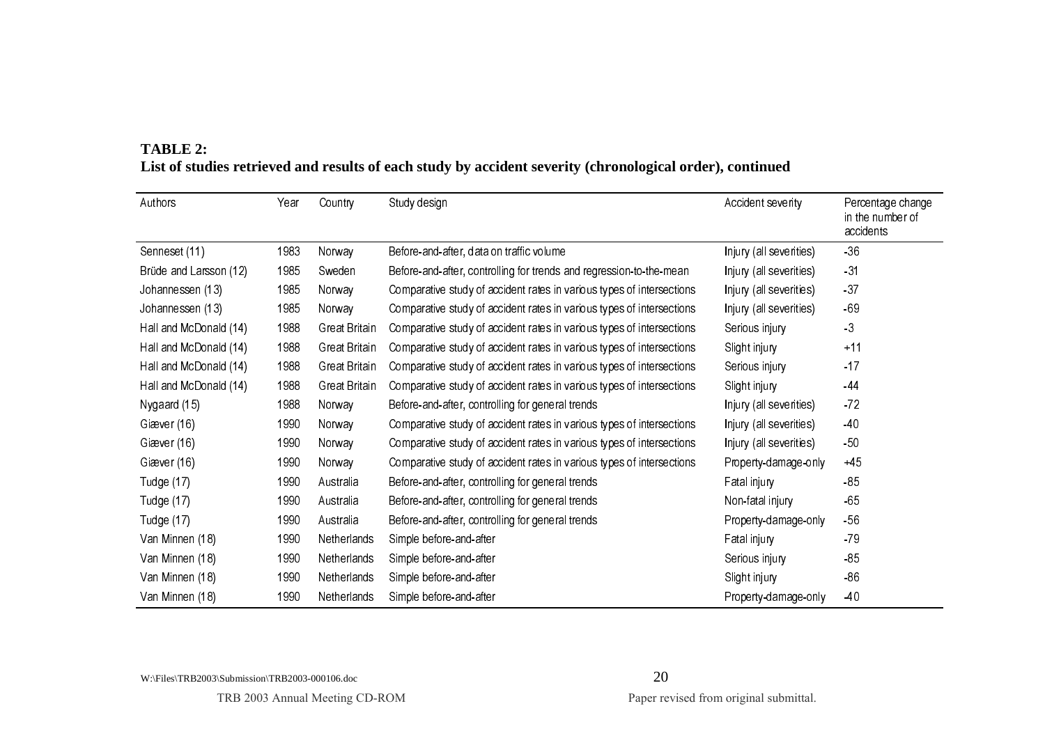**TABLE 2:**
**List of studies retrieved and results of each study by accident severity (chronological order), continued**

| Authors | Year | Country | Study design | Accident severity | Percentage change in the number of accidents |
|---|---|---|---|---|---|
| Senneset (11) | 1983 | Norway | Before-and-after, data on traffic volume | Injury (all severities) | -36 |
| Brüde and Larsson (12) | 1985 | Sweden | Before-and-after, controlling for trends and regression-to-the-mean | Injury (all severities) | -31 |
| Johannessen (13) | 1985 | Norway | Comparative study of accident rates in various types of intersections | Injury (all severities) | -37 |
| Johannessen (13) | 1985 | Norway | Comparative study of accident rates in various types of intersections | Injury (all severities) | -69 |
| Hall and McDonald (14) | 1988 | Great Britain | Comparative study of accident rates in various types of intersections | Serious injury | -3 |
| Hall and McDonald (14) | 1988 | Great Britain | Comparative study of accident rates in various types of intersections | Slight injury | +11 |
| Hall and McDonald (14) | 1988 | Great Britain | Comparative study of accident rates in various types of intersections | Serious injury | -17 |
| Hall and McDonald (14) | 1988 | Great Britain | Comparative study of accident rates in various types of intersections | Slight injury | -44 |
| Nygaard (15) | 1988 | Norway | Before-and-after, controlling for general trends | Injury (all severities) | -72 |
| Giæver (16) | 1990 | Norway | Comparative study of accident rates in various types of intersections | Injury (all severities) | -40 |
| Giæver (16) | 1990 | Norway | Comparative study of accident rates in various types of intersections | Injury (all severities) | -50 |
| Giæver (16) | 1990 | Norway | Comparative study of accident rates in various types of intersections | Property-damage-only | +45 |
| Tudge (17) | 1990 | Australia | Before-and-after, controlling for general trends | Fatal injury | -85 |
| Tudge (17) | 1990 | Australia | Before-and-after, controlling for general trends | Non-fatal injury | -65 |
| Tudge (17) | 1990 | Australia | Before-and-after, controlling for general trends | Property-damage-only | -56 |
| Van Minnen (18) | 1990 | Netherlands | Simple before-and-after | Fatal injury | -79 |
| Van Minnen (18) | 1990 | Netherlands | Simple before-and-after | Serious injury | -85 |
| Van Minnen (18) | 1990 | Netherlands | Simple before-and-after | Slight injury | -86 |
| Van Minnen (18) | 1990 | Netherlands | Simple before-and-after | Property-damage-only | -40 |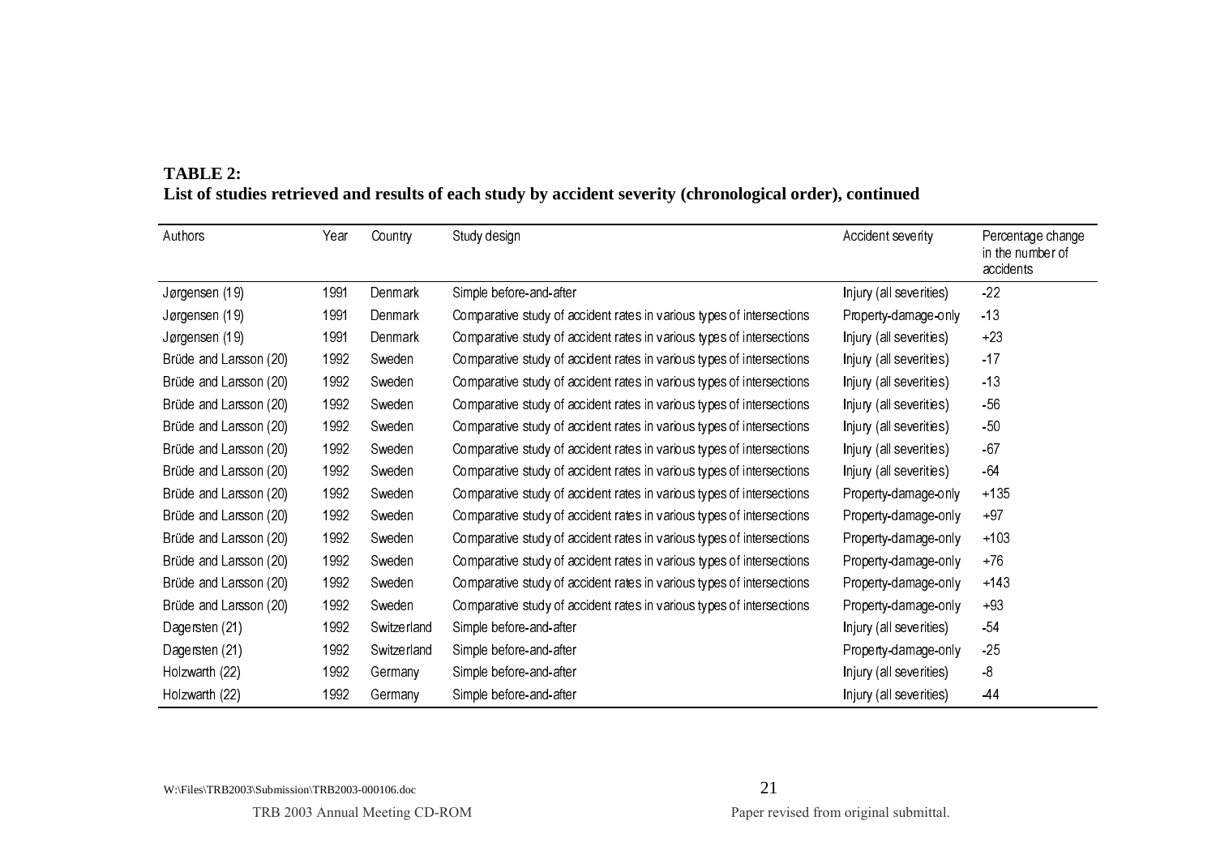**TABLE 2:**
**List of studies retrieved and results of each study by accident severity (chronological order), continued**

| Authors | Year | Country | Study design | Accident severity | Percentage change in the number of accidents |
|---|---|---|---|---|---|
| Jørgensen (19) | 1991 | Denmark | Simple before-and-after | Injury (all severities) | -22 |
| Jørgensen (19) | 1991 | Denmark | Comparative study of accident rates in various types of intersections | Property-damage-only | -13 |
| Jørgensen (19) | 1991 | Denmark | Comparative study of accident rates in various types of intersections | Injury (all severities) | +23 |
| Brüde and Larsson (20) | 1992 | Sweden | Comparative study of accident rates in various types of intersections | Injury (all severities) | -17 |
| Brüde and Larsson (20) | 1992 | Sweden | Comparative study of accident rates in various types of intersections | Injury (all severities) | -13 |
| Brüde and Larsson (20) | 1992 | Sweden | Comparative study of accident rates in various types of intersections | Injury (all severities) | -56 |
| Brüde and Larsson (20) | 1992 | Sweden | Comparative study of accident rates in various types of intersections | Injury (all severities) | -50 |
| Brüde and Larsson (20) | 1992 | Sweden | Comparative study of accident rates in various types of intersections | Injury (all severities) | -67 |
| Brüde and Larsson (20) | 1992 | Sweden | Comparative study of accident rates in various types of intersections | Injury (all severities) | -64 |
| Brüde and Larsson (20) | 1992 | Sweden | Comparative study of accident rates in various types of intersections | Property-damage-only | +135 |
| Brüde and Larsson (20) | 1992 | Sweden | Comparative study of accident rates in various types of intersections | Property-damage-only | +97 |
| Brüde and Larsson (20) | 1992 | Sweden | Comparative study of accident rates in various types of intersections | Property-damage-only | +103 |
| Brüde and Larsson (20) | 1992 | Sweden | Comparative study of accident rates in various types of intersections | Property-damage-only | +76 |
| Brüde and Larsson (20) | 1992 | Sweden | Comparative study of accident rates in various types of intersections | Property-damage-only | +143 |
| Brüde and Larsson (20) | 1992 | Sweden | Comparative study of accident rates in various types of intersections | Property-damage-only | +93 |
| Dagersten (21) | 1992 | Switzerland | Simple before-and-after | Injury (all severities) | -54 |
| Dagersten (21) | 1992 | Switzerland | Simple before-and-after | Property-damage-only | -25 |
| Holzwarth (22) | 1992 | Germany | Simple before-and-after | Injury (all severities) | -8 |
| Holzwarth (22) | 1992 | Germany | Simple before-and-after | Injury (all severities) | -44 |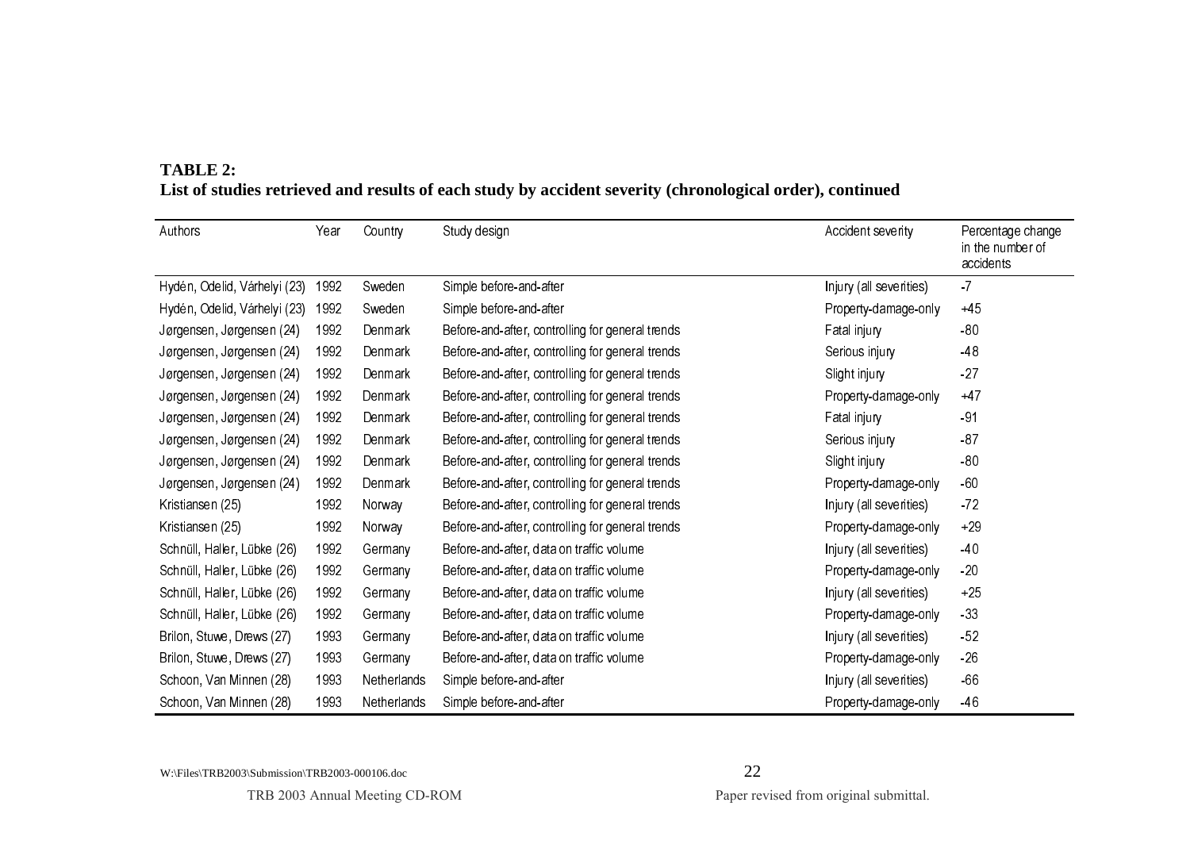**TABLE 2:**
**List of studies retrieved and results of each study by accident severity (chronological order), continued**

| Authors | Year | Country | Study design | Accident severity | Percentage change in the number of accidents |
|---|---|---|---|---|---|
| Hydén, Odelid, Várhelyi (23) | 1992 | Sweden | Simple before-and-after | Injury (all severities) | -7 |
| Hydén, Odelid, Várhelyi (23) | 1992 | Sweden | Simple before-and-after | Property-damage-only | +45 |
| Jørgensen, Jørgensen (24) | 1992 | Denmark | Before-and-after, controlling for general trends | Fatal injury | -80 |
| Jørgensen, Jørgensen (24) | 1992 | Denmark | Before-and-after, controlling for general trends | Serious injury | -48 |
| Jørgensen, Jørgensen (24) | 1992 | Denmark | Before-and-after, controlling for general trends | Slight injury | -27 |
| Jørgensen, Jørgensen (24) | 1992 | Denmark | Before-and-after, controlling for general trends | Property-damage-only | +47 |
| Jørgensen, Jørgensen (24) | 1992 | Denmark | Before-and-after, controlling for general trends | Fatal injury | -91 |
| Jørgensen, Jørgensen (24) | 1992 | Denmark | Before-and-after, controlling for general trends | Serious injury | -87 |
| Jørgensen, Jørgensen (24) | 1992 | Denmark | Before-and-after, controlling for general trends | Slight injury | -80 |
| Jørgensen, Jørgensen (24) | 1992 | Denmark | Before-and-after, controlling for general trends | Property-damage-only | -60 |
| Kristiansen (25) | 1992 | Norway | Before-and-after, controlling for general trends | Injury (all severities) | -72 |
| Kristiansen (25) | 1992 | Norway | Before-and-after, controlling for general trends | Property-damage-only | +29 |
| Schnüll, Haller, Lübke (26) | 1992 | Germany | Before-and-after, data on traffic volume | Injury (all severities) | -40 |
| Schnüll, Haller, Lübke (26) | 1992 | Germany | Before-and-after, data on traffic volume | Property-damage-only | -20 |
| Schnüll, Haller, Lübke (26) | 1992 | Germany | Before-and-after, data on traffic volume | Injury (all severities) | +25 |
| Schnüll, Haller, Lübke (26) | 1992 | Germany | Before-and-after, data on traffic volume | Property-damage-only | -33 |
| Brilon, Stuwe, Drews (27) | 1993 | Germany | Before-and-after, data on traffic volume | Injury (all severities) | -52 |
| Brilon, Stuwe, Drews (27) | 1993 | Germany | Before-and-after, data on traffic volume | Property-damage-only | -26 |
| Schoon, Van Minnen (28) | 1993 | Netherlands | Simple before-and-after | Injury (all severities) | -66 |
| Schoon, Van Minnen (28) | 1993 | Netherlands | Simple before-and-after | Property-damage-only | -46 |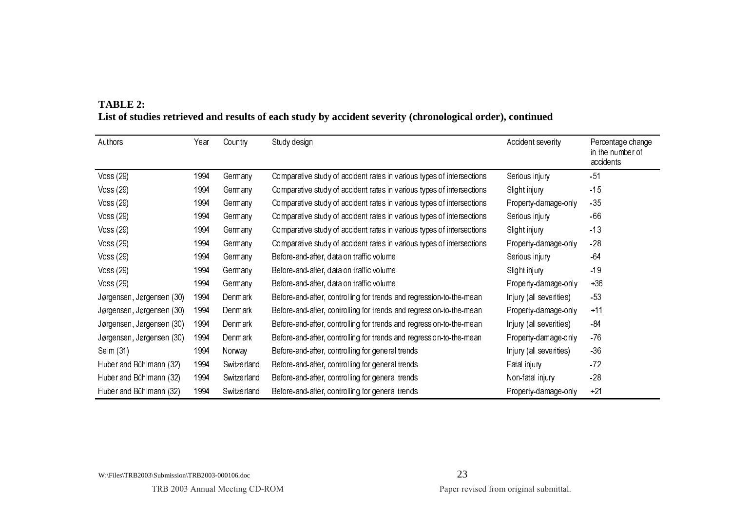**TABLE 2:**
**List of studies retrieved and results of each study by accident severity (chronological order), continued**

| Authors | Year | Country | Study design | Accident severity | Percentage change in the number of accidents |
|---|---|---|---|---|---|
| Voss (29) | 1994 | Germany | Comparative study of accident rates in various types of intersections | Serious injury | -51 |
| Voss (29) | 1994 | Germany | Comparative study of accident rates in various types of intersections | Slight injury | -15 |
| Voss (29) | 1994 | Germany | Comparative study of accident rates in various types of intersections | Property-damage-only | -35 |
| Voss (29) | 1994 | Germany | Comparative study of accident rates in various types of intersections | Serious injury | -66 |
| Voss (29) | 1994 | Germany | Comparative study of accident rates in various types of intersections | Slight injury | -13 |
| Voss (29) | 1994 | Germany | Comparative study of accident rates in various types of intersections | Property-damage-only | -28 |
| Voss (29) | 1994 | Germany | Before-and-after, data on traffic volume | Serious injury | -64 |
| Voss (29) | 1994 | Germany | Before-and-after, data on traffic volume | Slight injury | -19 |
| Voss (29) | 1994 | Germany | Before-and-after, data on traffic volume | Property-damage-only | +36 |
| Jørgensen, Jørgensen (30) | 1994 | Denmark | Before-and-after, controlling for trends and regression-to-the-mean | Injury (all severities) | -53 |
| Jørgensen, Jørgensen (30) | 1994 | Denmark | Before-and-after, controlling for trends and regression-to-the-mean | Property-damage-only | +11 |
| Jørgensen, Jørgensen (30) | 1994 | Denmark | Before-and-after, controlling for trends and regression-to-the-mean | Injury (all severities) | -84 |
| Jørgensen, Jørgensen (30) | 1994 | Denmark | Before-and-after, controlling for trends and regression-to-the-mean | Property-damage-only | -76 |
| Seim (31) | 1994 | Norway | Before-and-after, controlling for general trends | Injury (all severities) | -36 |
| Huber and Bühlmann (32) | 1994 | Switzerland | Before-and-after, controlling for general trends | Fatal injury | -72 |
| Huber and Bühlmann (32) | 1994 | Switzerland | Before-and-after, controlling for general trends | Non-fatal injury | -28 |
| Huber and Bühlmann (32) | 1994 | Switzerland | Before-and-after, controlling for general trends | Property-damage-only | +21 |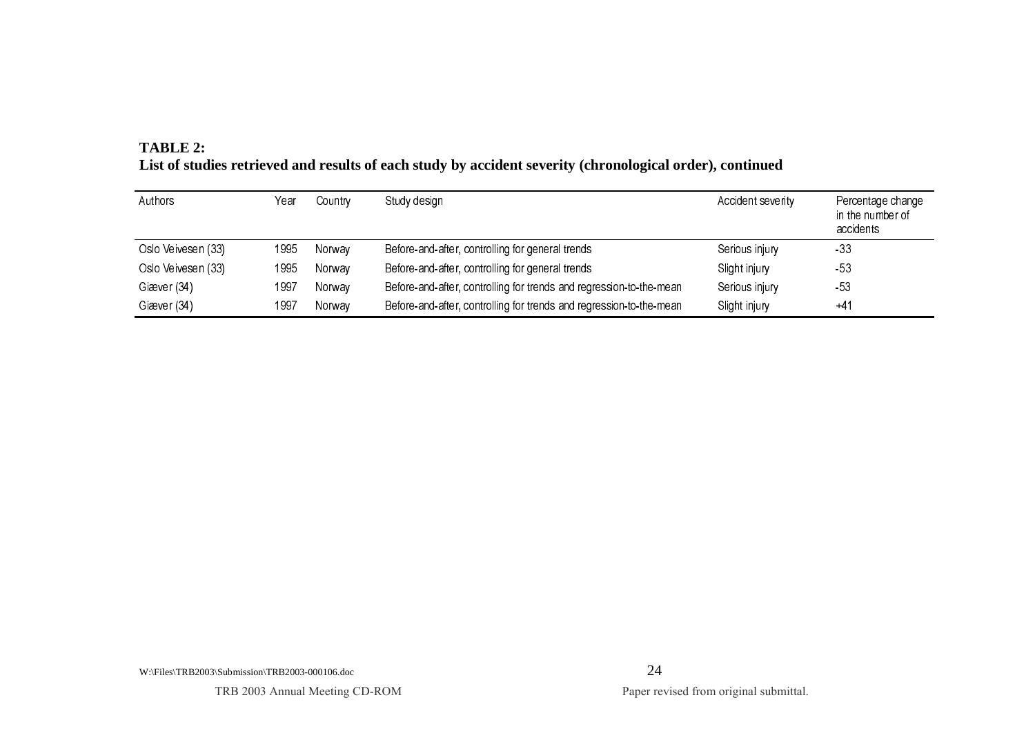**TABLE 2:**
**List of studies retrieved and results of each study by accident severity (chronological order), continued**

| Authors | Year | Country | Study design | Accident severity | Percentage change in the number of accidents |
|---|---|---|---|---|---|
| Oslo Veivesen (33) | 1995 | Norway | Before-and-after, controlling for general trends | Serious injury | -33 |
| Oslo Veivesen (33) | 1995 | Norway | Before-and-after, controlling for general trends | Slight injury | -53 |
| Giæver (34) | 1997 | Norway | Before-and-after, controlling for trends and regression-to-the-mean | Serious injury | -53 |
| Giæver (34) | 1997 | Norway | Before-and-after, controlling for trends and regression-to-the-mean | Slight injury | +41 |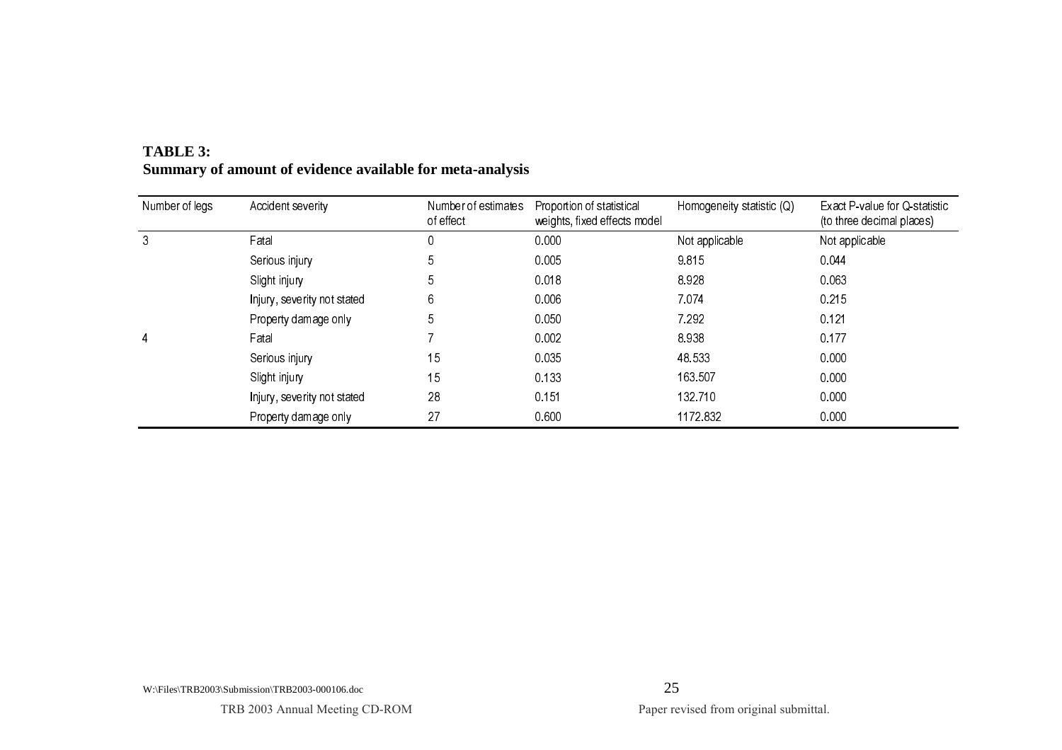**TABLE 3:**
**Summary of amount of evidence available for meta-analysis**

| Number of legs | Accident severity | Number of estimates of effect | Proportion of statistical weights, fixed effects model | Homogeneity statistic (Q) | Exact P-value for Q-statistic (to three decimal places) |
|---|---|---|---|---|---|
| 3 | Fatal | 0 | 0.000 | Not applicable | Not applicable |
| | Serious injury | 5 | 0.005 | 9.815 | 0.044 |
| | Slight injury | 5 | 0.018 | 8.928 | 0.063 |
| | Injury, severity not stated | 6 | 0.006 | 7.074 | 0.215 |
| | Property damage only | 5 | 0.050 | 7.292 | 0.121 |
| 4 | Fatal | 7 | 0.002 | 8.938 | 0.177 |
| | Serious injury | 15 | 0.035 | 48.533 | 0.000 |
| | Slight injury | 15 | 0.133 | 163.507 | 0.000 |
| | Injury, severity not stated | 28 | 0.151 | 132.710 | 0.000 |
| | Property damage only | 27 | 0.600 | 1172.832 | 0.000 |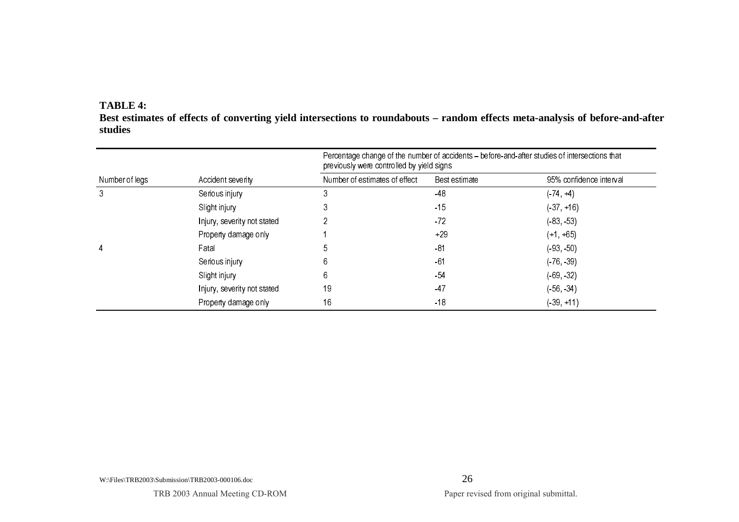**TABLE 4:**
**Best estimates of effects of converting yield intersections to roundabouts – random effects meta-analysis of before-and-after studies**

| | | Percentage change of the number of accidents – before-and-after studies of intersections that previously were controlled by yield signs | | |
|---|---|---|---|---|
| Number of legs | Accident severity | Number of estimates of effect | Best estimate | 95% confidence interval |
| 3 | Serious injury | 3 | -48 | (-74, +4) |
| | Slight injury | 3 | -15 | (-37, +16) |
| | Injury, severity not stated | 2 | -72 | (-83, -53) |
| | Property damage only | 1 | +29 | (+1, +65) |
| 4 | Fatal | 5 | -81 | (-93, -50) |
| | Serious injury | 6 | -61 | (-76, -39) |
| | Slight injury | 6 | -54 | (-69, -32) |
| | Injury, severity not stated | 19 | -47 | (-56, -34) |
| | Property damage only | 16 | -18 | (-39, +11) |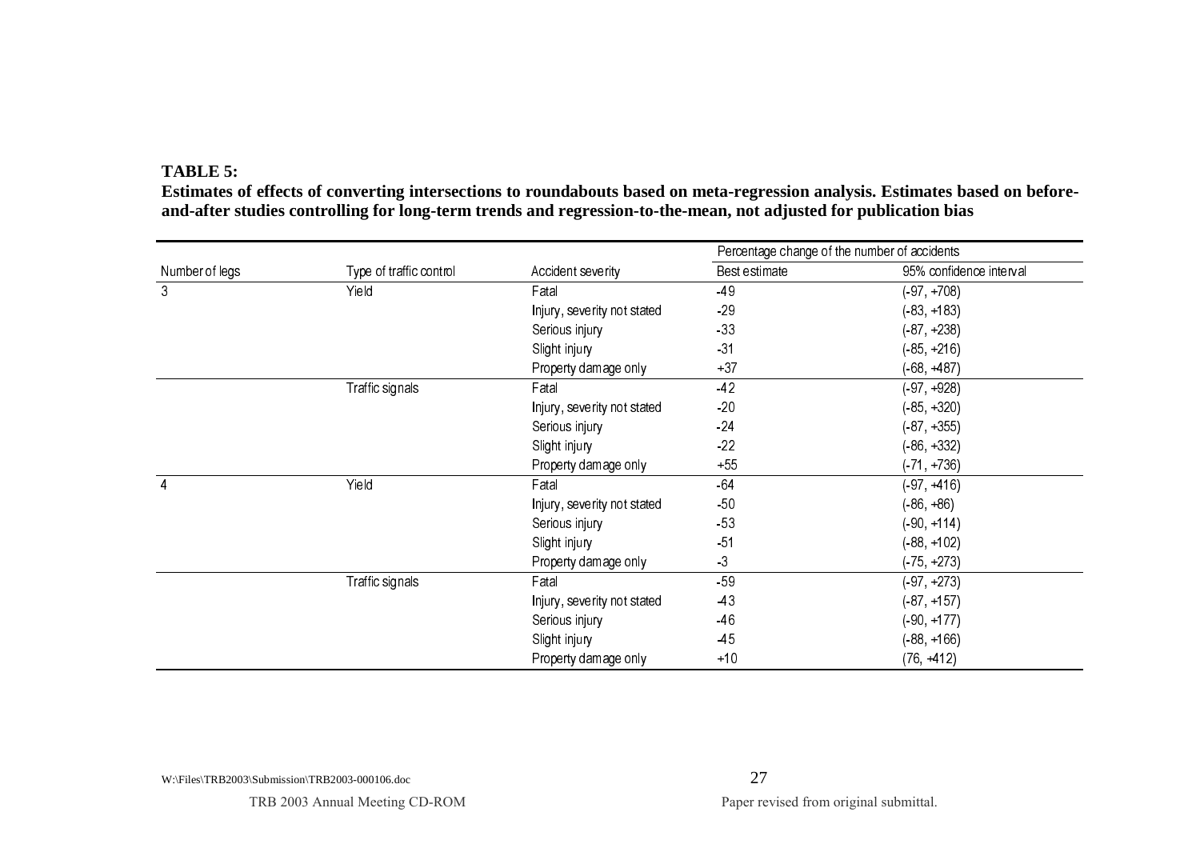**TABLE 5:**

**Estimates of effects of converting intersections to roundabouts based on meta-regression analysis. Estimates based on before-and-after studies controlling for long-term trends and regression-to-the-mean, not adjusted for publication bias**

| | | | Percentage change of the number of accidents | |
|---|---|---|---|---|
| Number of legs | Type of traffic control | Accident severity | Best estimate | 95% confidence interval |
| 3 | Yield | Fatal | -49 | (-97, +708) |
| | | Injury, severity not stated | -29 | (-83, +183) |
| | | Serious injury | -33 | (-87, +238) |
| | | Slight injury | -31 | (-85, +216) |
| | | Property damage only | +37 | (-68, +487) |
| | Traffic signals | Fatal | -42 | (-97, +928) |
| | | Injury, severity not stated | -20 | (-85, +320) |
| | | Serious injury | -24 | (-87, +355) |
| | | Slight injury | -22 | (-86, +332) |
| | | Property damage only | +55 | (-71, +736) |
| 4 | Yield | Fatal | -64 | (-97, +416) |
| | | Injury, severity not stated | -50 | (-86, +86) |
| | | Serious injury | -53 | (-90, +114) |
| | | Slight injury | -51 | (-88, +102) |
| | | Property damage only | -3 | (-75, +273) |
| | Traffic signals | Fatal | -59 | (-97, +273) |
| | | Injury, severity not stated | -43 | (-87, +157) |
| | | Serious injury | -46 | (-90, +177) |
| | | Slight injury | -45 | (-88, +166) |
| | | Property damage only | +10 | (76, +412) |